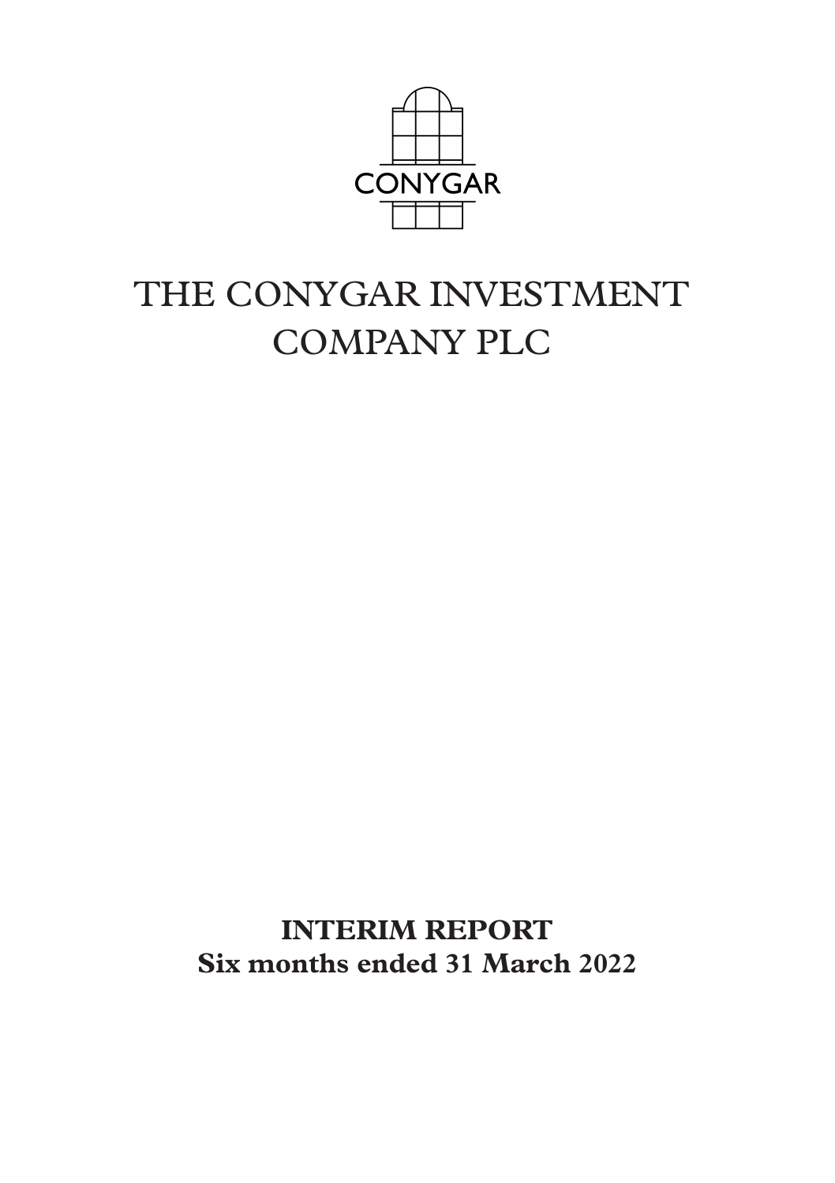CONYGAR

# THE CONYGAR INVESTMENT COMPANY PLC

**INTERIM REPORT**
**Six months ended 31 March 2022**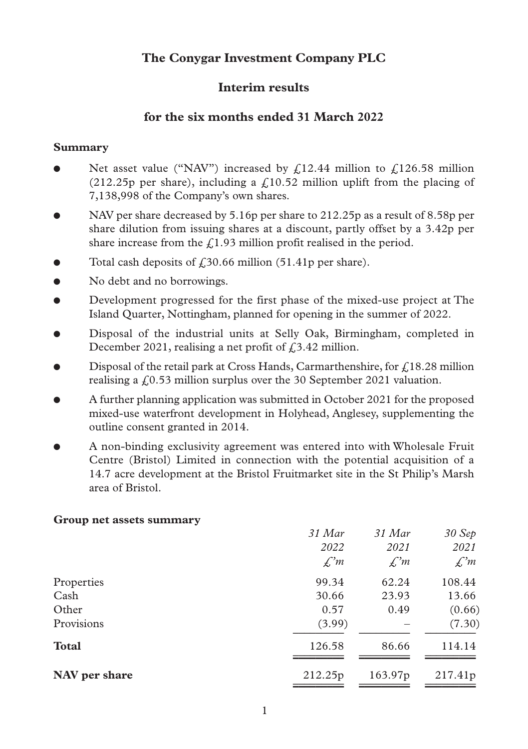# The Conygar Investment Company PLC

## Interim results

## for the six months ended 31 March 2022

### Summary

- Net asset value ("NAV") increased by £12.44 million to £126.58 million (212.25p per share), including a £10.52 million uplift from the placing of 7,138,998 of the Company's own shares.
- NAV per share decreased by 5.16p per share to 212.25p as a result of 8.58p per share dilution from issuing shares at a discount, partly offset by a 3.42p per share increase from the £1.93 million profit realised in the period.
- Total cash deposits of £30.66 million (51.41p per share).
- No debt and no borrowings.
- Development progressed for the first phase of the mixed-use project at The Island Quarter, Nottingham, planned for opening in the summer of 2022.
- Disposal of the industrial units at Selly Oak, Birmingham, completed in December 2021, realising a net profit of £3.42 million.
- Disposal of the retail park at Cross Hands, Carmarthenshire, for £18.28 million realising a £0.53 million surplus over the 30 September 2021 valuation.
- A further planning application was submitted in October 2021 for the proposed mixed-use waterfront development in Holyhead, Anglesey, supplementing the outline consent granted in 2014.
- A non-binding exclusivity agreement was entered into with Wholesale Fruit Centre (Bristol) Limited in connection with the potential acquisition of a 14.7 acre development at the Bristol Fruitmarket site in the St Philip's Marsh area of Bristol.

### Group net assets summary

| | *31 Mar 2022 £'m* | *31 Mar 2021 £'m* | *30 Sep 2021 £'m* |
|---|---|---|---|
| Properties | 99.34 | 62.24 | 108.44 |
| Cash | 30.66 | 23.93 | 13.66 |
| Other | 0.57 | 0.49 | (0.66) |
| Provisions | (3.99) | – | (7.30) |
| **Total** | 126.58 | 86.66 | 114.14 |
| **NAV per share** | 212.25p | 163.97p | 217.41p |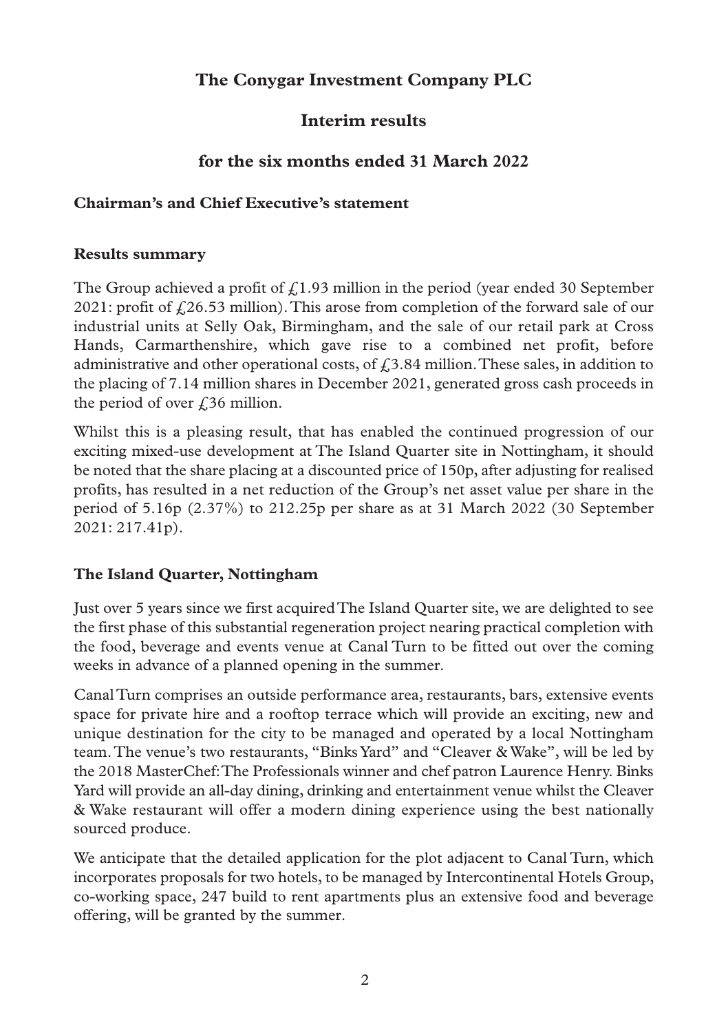# The Conygar Investment Company PLC

## Interim results

## for the six months ended 31 March 2022

### Chairman's and Chief Executive's statement

### Results summary

The Group achieved a profit of £1.93 million in the period (year ended 30 September 2021: profit of £26.53 million). This arose from completion of the forward sale of our industrial units at Selly Oak, Birmingham, and the sale of our retail park at Cross Hands, Carmarthenshire, which gave rise to a combined net profit, before administrative and other operational costs, of £3.84 million. These sales, in addition to the placing of 7.14 million shares in December 2021, generated gross cash proceeds in the period of over £36 million.

Whilst this is a pleasing result, that has enabled the continued progression of our exciting mixed-use development at The Island Quarter site in Nottingham, it should be noted that the share placing at a discounted price of 150p, after adjusting for realised profits, has resulted in a net reduction of the Group's net asset value per share in the period of 5.16p (2.37%) to 212.25p per share as at 31 March 2022 (30 September 2021: 217.41p).

### The Island Quarter, Nottingham

Just over 5 years since we first acquired The Island Quarter site, we are delighted to see the first phase of this substantial regeneration project nearing practical completion with the food, beverage and events venue at Canal Turn to be fitted out over the coming weeks in advance of a planned opening in the summer.

Canal Turn comprises an outside performance area, restaurants, bars, extensive events space for private hire and a rooftop terrace which will provide an exciting, new and unique destination for the city to be managed and operated by a local Nottingham team. The venue's two restaurants, "Binks Yard" and "Cleaver & Wake", will be led by the 2018 MasterChef: The Professionals winner and chef patron Laurence Henry. Binks Yard will provide an all-day dining, drinking and entertainment venue whilst the Cleaver & Wake restaurant will offer a modern dining experience using the best nationally sourced produce.

We anticipate that the detailed application for the plot adjacent to Canal Turn, which incorporates proposals for two hotels, to be managed by Intercontinental Hotels Group, co-working space, 247 build to rent apartments plus an extensive food and beverage offering, will be granted by the summer.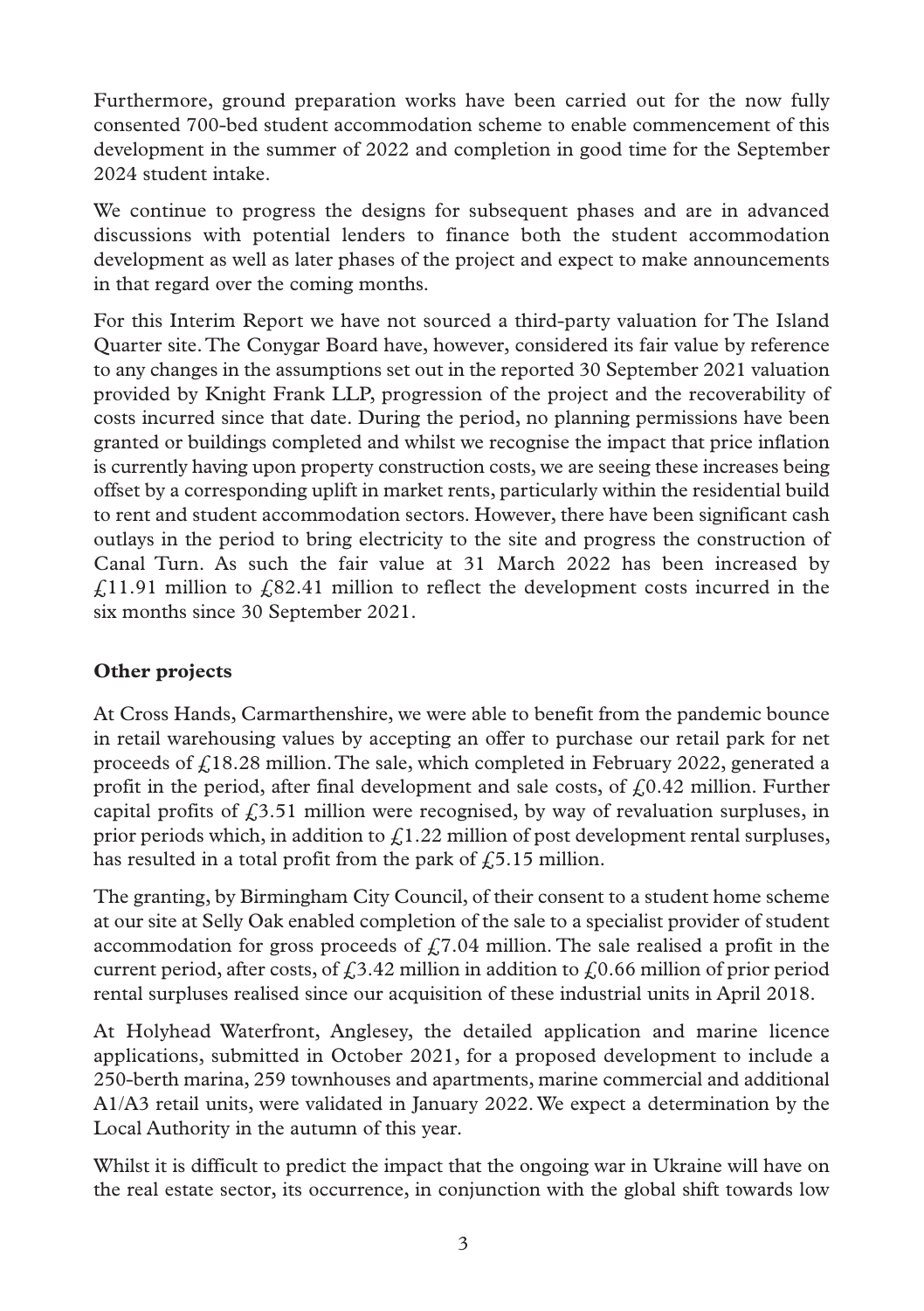Furthermore, ground preparation works have been carried out for the now fully consented 700-bed student accommodation scheme to enable commencement of this development in the summer of 2022 and completion in good time for the September 2024 student intake.

We continue to progress the designs for subsequent phases and are in advanced discussions with potential lenders to finance both the student accommodation development as well as later phases of the project and expect to make announcements in that regard over the coming months.

For this Interim Report we have not sourced a third-party valuation for The Island Quarter site. The Conygar Board have, however, considered its fair value by reference to any changes in the assumptions set out in the reported 30 September 2021 valuation provided by Knight Frank LLP, progression of the project and the recoverability of costs incurred since that date. During the period, no planning permissions have been granted or buildings completed and whilst we recognise the impact that price inflation is currently having upon property construction costs, we are seeing these increases being offset by a corresponding uplift in market rents, particularly within the residential build to rent and student accommodation sectors. However, there have been significant cash outlays in the period to bring electricity to the site and progress the construction of Canal Turn. As such the fair value at 31 March 2022 has been increased by £11.91 million to £82.41 million to reflect the development costs incurred in the six months since 30 September 2021.

**Other projects**

At Cross Hands, Carmarthenshire, we were able to benefit from the pandemic bounce in retail warehousing values by accepting an offer to purchase our retail park for net proceeds of £18.28 million. The sale, which completed in February 2022, generated a profit in the period, after final development and sale costs, of £0.42 million. Further capital profits of £3.51 million were recognised, by way of revaluation surpluses, in prior periods which, in addition to £1.22 million of post development rental surpluses, has resulted in a total profit from the park of £5.15 million.

The granting, by Birmingham City Council, of their consent to a student home scheme at our site at Selly Oak enabled completion of the sale to a specialist provider of student accommodation for gross proceeds of £7.04 million. The sale realised a profit in the current period, after costs, of £3.42 million in addition to £0.66 million of prior period rental surpluses realised since our acquisition of these industrial units in April 2018.

At Holyhead Waterfront, Anglesey, the detailed application and marine licence applications, submitted in October 2021, for a proposed development to include a 250-berth marina, 259 townhouses and apartments, marine commercial and additional A1/A3 retail units, were validated in January 2022. We expect a determination by the Local Authority in the autumn of this year.

Whilst it is difficult to predict the impact that the ongoing war in Ukraine will have on the real estate sector, its occurrence, in conjunction with the global shift towards low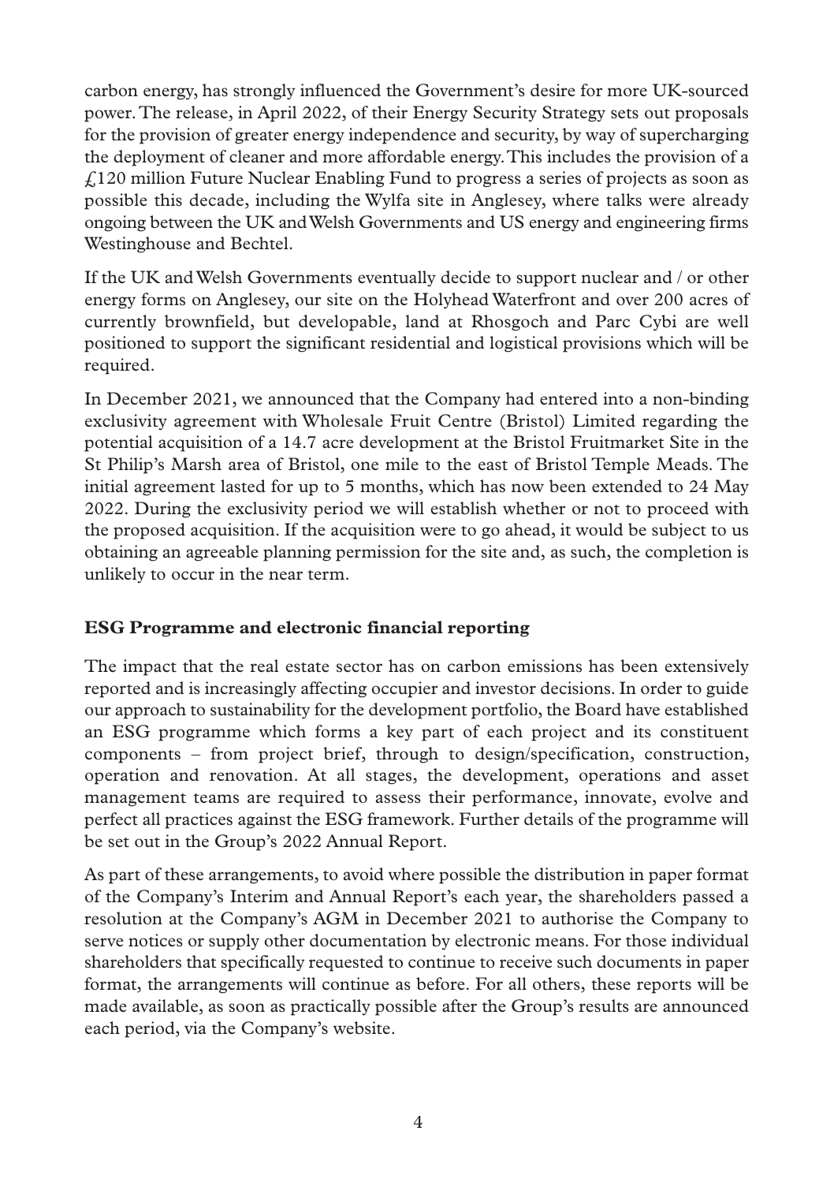carbon energy, has strongly influenced the Government's desire for more UK-sourced power. The release, in April 2022, of their Energy Security Strategy sets out proposals for the provision of greater energy independence and security, by way of supercharging the deployment of cleaner and more affordable energy. This includes the provision of a £120 million Future Nuclear Enabling Fund to progress a series of projects as soon as possible this decade, including the Wylfa site in Anglesey, where talks were already ongoing between the UK and Welsh Governments and US energy and engineering firms Westinghouse and Bechtel.

If the UK and Welsh Governments eventually decide to support nuclear and / or other energy forms on Anglesey, our site on the Holyhead Waterfront and over 200 acres of currently brownfield, but developable, land at Rhosgoch and Parc Cybi are well positioned to support the significant residential and logistical provisions which will be required.

In December 2021, we announced that the Company had entered into a non-binding exclusivity agreement with Wholesale Fruit Centre (Bristol) Limited regarding the potential acquisition of a 14.7 acre development at the Bristol Fruitmarket Site in the St Philip's Marsh area of Bristol, one mile to the east of Bristol Temple Meads. The initial agreement lasted for up to 5 months, which has now been extended to 24 May 2022. During the exclusivity period we will establish whether or not to proceed with the proposed acquisition. If the acquisition were to go ahead, it would be subject to us obtaining an agreeable planning permission for the site and, as such, the completion is unlikely to occur in the near term.

**ESG Programme and electronic financial reporting**

The impact that the real estate sector has on carbon emissions has been extensively reported and is increasingly affecting occupier and investor decisions. In order to guide our approach to sustainability for the development portfolio, the Board have established an ESG programme which forms a key part of each project and its constituent components – from project brief, through to design/specification, construction, operation and renovation. At all stages, the development, operations and asset management teams are required to assess their performance, innovate, evolve and perfect all practices against the ESG framework. Further details of the programme will be set out in the Group's 2022 Annual Report.

As part of these arrangements, to avoid where possible the distribution in paper format of the Company's Interim and Annual Report's each year, the shareholders passed a resolution at the Company's AGM in December 2021 to authorise the Company to serve notices or supply other documentation by electronic means. For those individual shareholders that specifically requested to continue to receive such documents in paper format, the arrangements will continue as before. For all others, these reports will be made available, as soon as practically possible after the Group's results are announced each period, via the Company's website.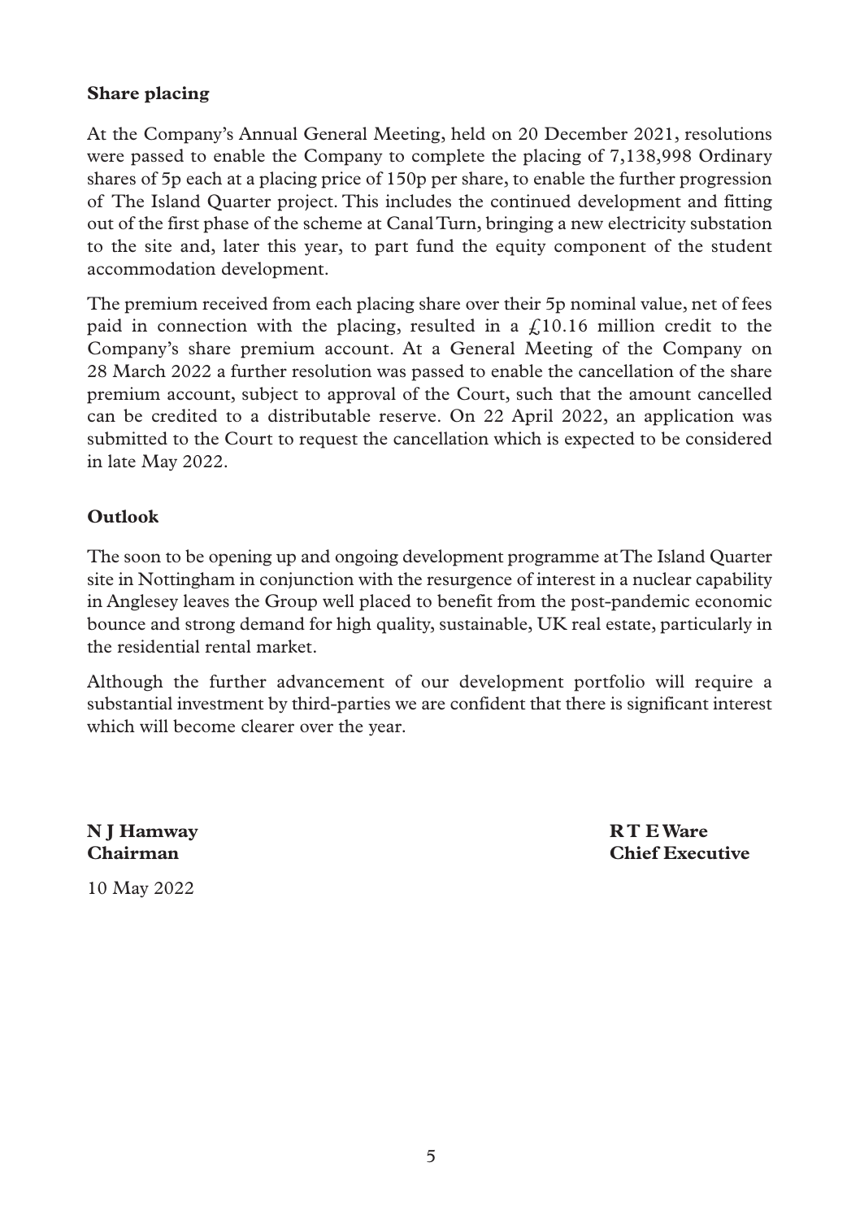## Share placing

At the Company's Annual General Meeting, held on 20 December 2021, resolutions were passed to enable the Company to complete the placing of 7,138,998 Ordinary shares of 5p each at a placing price of 150p per share, to enable the further progression of The Island Quarter project. This includes the continued development and fitting out of the first phase of the scheme at Canal Turn, bringing a new electricity substation to the site and, later this year, to part fund the equity component of the student accommodation development.

The premium received from each placing share over their 5p nominal value, net of fees paid in connection with the placing, resulted in a £10.16 million credit to the Company's share premium account. At a General Meeting of the Company on 28 March 2022 a further resolution was passed to enable the cancellation of the share premium account, subject to approval of the Court, such that the amount cancelled can be credited to a distributable reserve. On 22 April 2022, an application was submitted to the Court to request the cancellation which is expected to be considered in late May 2022.

## Outlook

The soon to be opening up and ongoing development programme at The Island Quarter site in Nottingham in conjunction with the resurgence of interest in a nuclear capability in Anglesey leaves the Group well placed to benefit from the post-pandemic economic bounce and strong demand for high quality, sustainable, UK real estate, particularly in the residential rental market.

Although the further advancement of our development portfolio will require a substantial investment by third-parties we are confident that there is significant interest which will become clearer over the year.

**N J Hamway**
**Chairman**

**R T E Ware**
**Chief Executive**

10 May 2022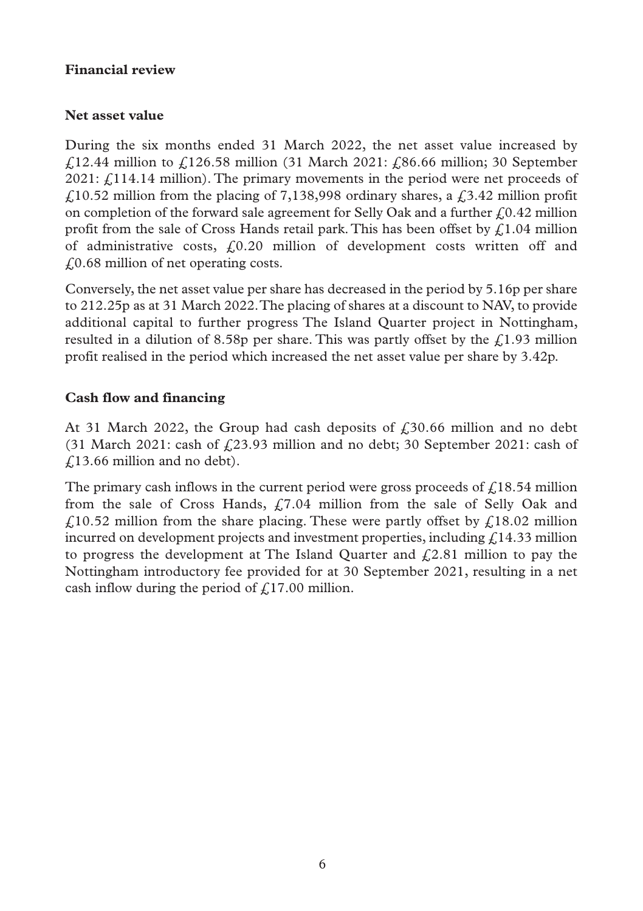## Financial review

### Net asset value

During the six months ended 31 March 2022, the net asset value increased by £12.44 million to £126.58 million (31 March 2021: £86.66 million; 30 September 2021: £114.14 million). The primary movements in the period were net proceeds of £10.52 million from the placing of 7,138,998 ordinary shares, a £3.42 million profit on completion of the forward sale agreement for Selly Oak and a further £0.42 million profit from the sale of Cross Hands retail park. This has been offset by £1.04 million of administrative costs, £0.20 million of development costs written off and £0.68 million of net operating costs.

Conversely, the net asset value per share has decreased in the period by 5.16p per share to 212.25p as at 31 March 2022. The placing of shares at a discount to NAV, to provide additional capital to further progress The Island Quarter project in Nottingham, resulted in a dilution of 8.58p per share. This was partly offset by the £1.93 million profit realised in the period which increased the net asset value per share by 3.42p.

### Cash flow and financing

At 31 March 2022, the Group had cash deposits of £30.66 million and no debt (31 March 2021: cash of £23.93 million and no debt; 30 September 2021: cash of £13.66 million and no debt).

The primary cash inflows in the current period were gross proceeds of £18.54 million from the sale of Cross Hands, £7.04 million from the sale of Selly Oak and £10.52 million from the share placing. These were partly offset by £18.02 million incurred on development projects and investment properties, including £14.33 million to progress the development at The Island Quarter and £2.81 million to pay the Nottingham introductory fee provided for at 30 September 2021, resulting in a net cash inflow during the period of £17.00 million.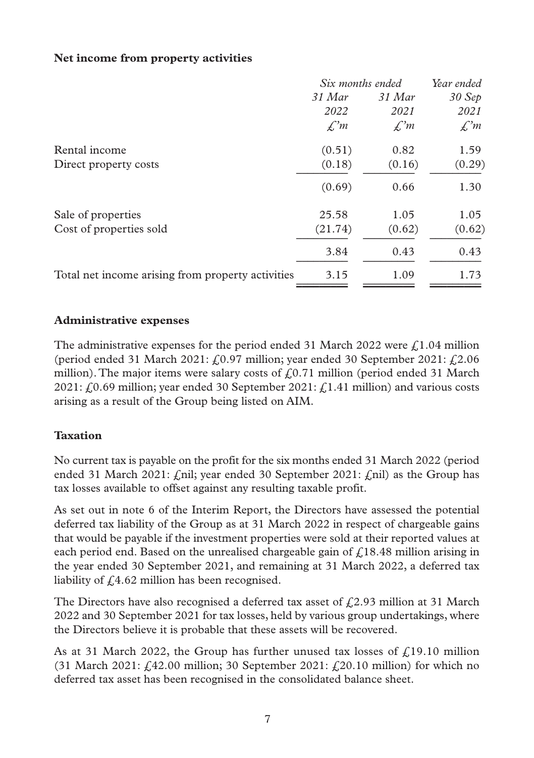**Net income from property activities**

| | Six months ended | | Year ended |
|---|---|---|---|
| | *31 Mar 2022* | *31 Mar 2021* | *30 Sep 2021* |
| | *£'m* | *£'m* | *£'m* |
| Rental income | (0.51) | 0.82 | 1.59 |
| Direct property costs | (0.18) | (0.16) | (0.29) |
| | (0.69) | 0.66 | 1.30 |
| Sale of properties | 25.58 | 1.05 | 1.05 |
| Cost of properties sold | (21.74) | (0.62) | (0.62) |
| | 3.84 | 0.43 | 0.43 |
| Total net income arising from property activities | 3.15 | 1.09 | 1.73 |

**Administrative expenses**

The administrative expenses for the period ended 31 March 2022 were £1.04 million (period ended 31 March 2021: £0.97 million; year ended 30 September 2021: £2.06 million). The major items were salary costs of £0.71 million (period ended 31 March 2021: £0.69 million; year ended 30 September 2021: £1.41 million) and various costs arising as a result of the Group being listed on AIM.

**Taxation**

No current tax is payable on the profit for the six months ended 31 March 2022 (period ended 31 March 2021: £nil; year ended 30 September 2021: £nil) as the Group has tax losses available to offset against any resulting taxable profit.

As set out in note 6 of the Interim Report, the Directors have assessed the potential deferred tax liability of the Group as at 31 March 2022 in respect of chargeable gains that would be payable if the investment properties were sold at their reported values at each period end. Based on the unrealised chargeable gain of £18.48 million arising in the year ended 30 September 2021, and remaining at 31 March 2022, a deferred tax liability of £4.62 million has been recognised.

The Directors have also recognised a deferred tax asset of £2.93 million at 31 March 2022 and 30 September 2021 for tax losses, held by various group undertakings, where the Directors believe it is probable that these assets will be recovered.

As at 31 March 2022, the Group has further unused tax losses of £19.10 million (31 March 2021: £42.00 million; 30 September 2021: £20.10 million) for which no deferred tax asset has been recognised in the consolidated balance sheet.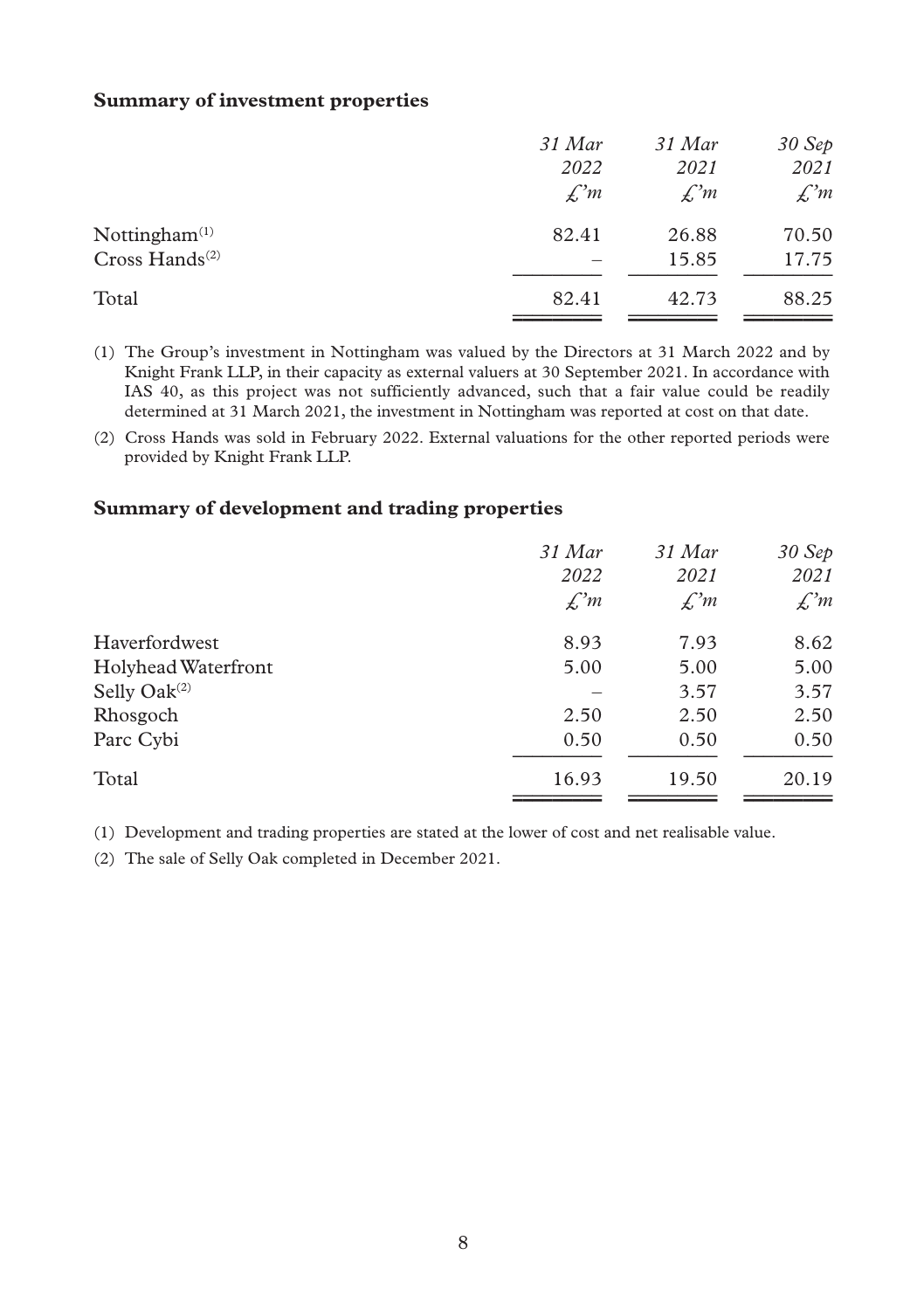### Summary of investment properties

| | *31 Mar 2022* *£'m* | *31 Mar 2021* *£'m* | *30 Sep 2021* *£'m* |
|---|---|---|---|
| Nottingham[(1)] | 82.41 | 26.88 | 70.50 |
| Cross Hands[(2)] | – | 15.85 | 17.75 |
| Total | 82.41 | 42.73 | 88.25 |

(1) The Group's investment in Nottingham was valued by the Directors at 31 March 2022 and by Knight Frank LLP, in their capacity as external valuers at 30 September 2021. In accordance with IAS 40, as this project was not sufficiently advanced, such that a fair value could be readily determined at 31 March 2021, the investment in Nottingham was reported at cost on that date.

(2) Cross Hands was sold in February 2022. External valuations for the other reported periods were provided by Knight Frank LLP.

### Summary of development and trading properties

| | *31 Mar 2022* *£'m* | *31 Mar 2021* *£'m* | *30 Sep 2021* *£'m* |
|---|---|---|---|
| Haverfordwest | 8.93 | 7.93 | 8.62 |
| Holyhead Waterfront | 5.00 | 5.00 | 5.00 |
| Selly Oak[(2)] | – | 3.57 | 3.57 |
| Rhosgoch | 2.50 | 2.50 | 2.50 |
| Parc Cybi | 0.50 | 0.50 | 0.50 |
| Total | 16.93 | 19.50 | 20.19 |

(1) Development and trading properties are stated at the lower of cost and net realisable value.

(2) The sale of Selly Oak completed in December 2021.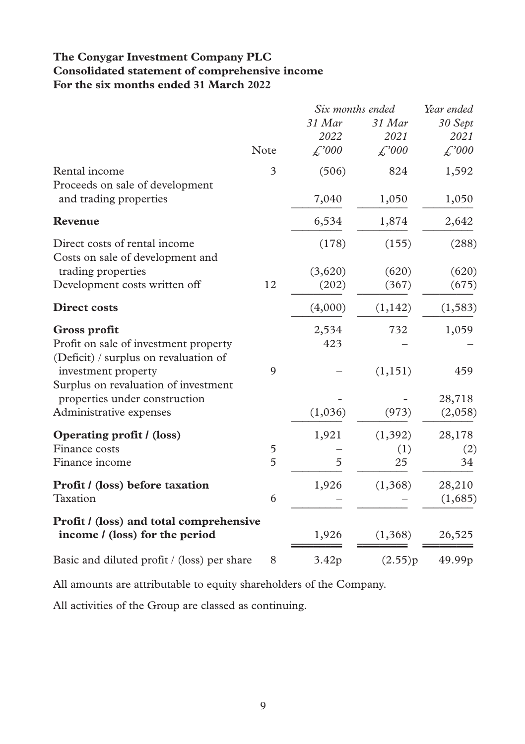**The Conygar Investment Company PLC**
**Consolidated statement of comprehensive income**
**For the six months ended 31 March 2022**

| | Note | *Six months ended 31 Mar 2022 £'000* | *Six months ended 31 Mar 2021 £'000* | *Year ended 30 Sept 2021 £'000* |
|---|---|---|---|---|
| Rental income | 3 | (506) | 824 | 1,592 |
| Proceeds on sale of development and trading properties | | 7,040 | 1,050 | 1,050 |
| **Revenue** | | 6,534 | 1,874 | 2,642 |
| Direct costs of rental income | | (178) | (155) | (288) |
| Costs on sale of development and trading properties | | (3,620) | (620) | (620) |
| Development costs written off | 12 | (202) | (367) | (675) |
| **Direct costs** | | (4,000) | (1,142) | (1,583) |
| **Gross profit** | | 2,534 | 732 | 1,059 |
| Profit on sale of investment property | | 423 | – | – |
| (Deficit) / surplus on revaluation of investment property | 9 | – | (1,151) | 459 |
| Surplus on revaluation of investment properties under construction | | - | - | 28,718 |
| Administrative expenses | | (1,036) | (973) | (2,058) |
| **Operating profit / (loss)** | | 1,921 | (1,392) | 28,178 |
| Finance costs | 5 | – | (1) | (2) |
| Finance income | 5 | 5 | 25 | 34 |
| **Profit / (loss) before taxation** | | 1,926 | (1,368) | 28,210 |
| Taxation | 6 | – | – | (1,685) |
| **Profit / (loss) and total comprehensive income / (loss) for the period** | | 1,926 | (1,368) | 26,525 |
| Basic and diluted profit / (loss) per share | 8 | 3.42p | (2.55)p | 49.99p |

All amounts are attributable to equity shareholders of the Company.

All activities of the Group are classed as continuing.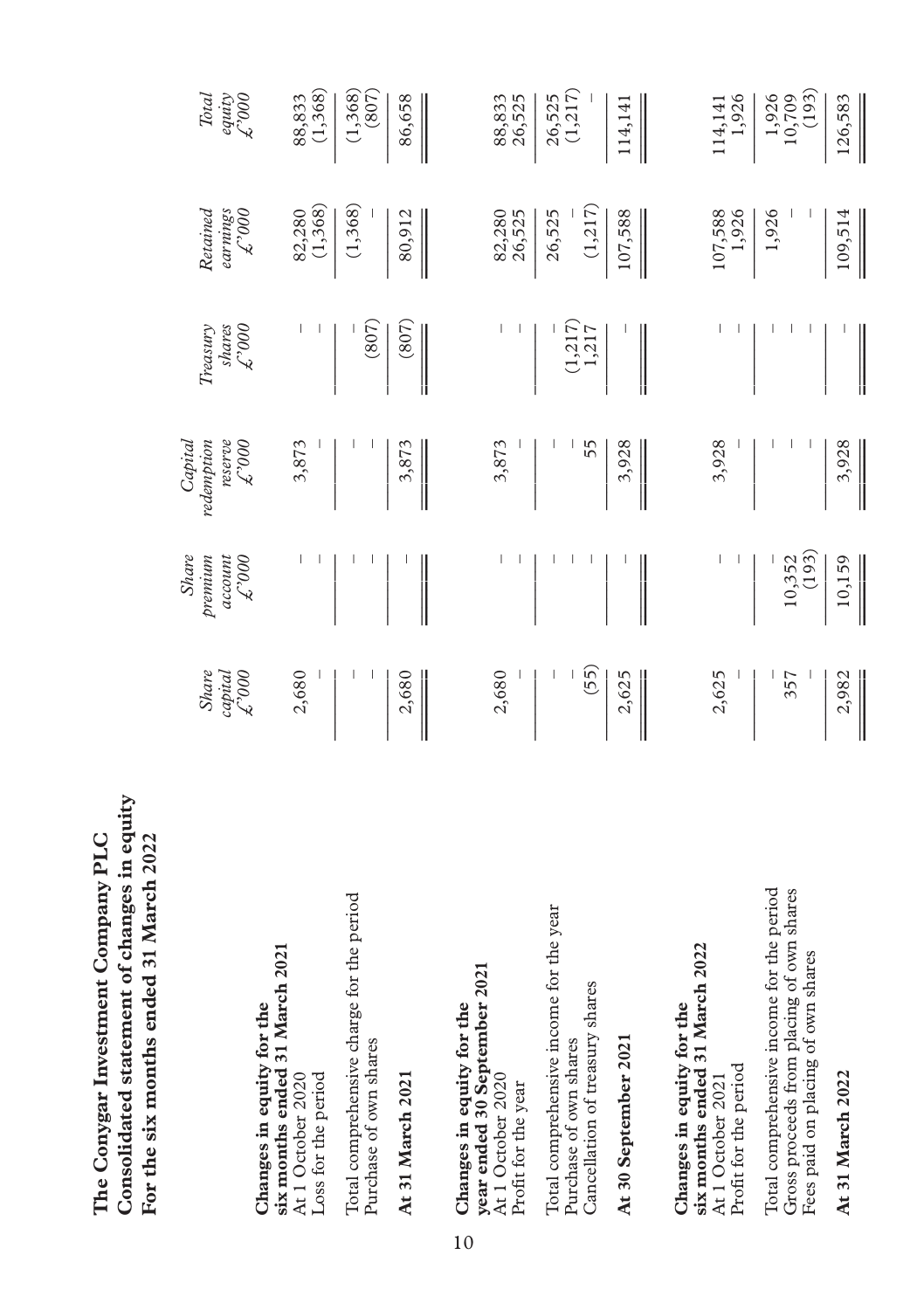**The Conygar Investment Company PLC**
**Consolidated statement of changes in equity**
**For the six months ended 31 March 2022**

| | *Share capital £'000* | *Share premium account £'000* | *Capital redemption reserve £'000* | *Treasury shares £'000* | *Retained earnings £'000* | *Total equity £'000* |
|---|---|---|---|---|---|---|
| **Changes in equity for the six months ended 31 March 2021** | | | | | | |
| At 1 October 2020 | 2,680 | – | 3,873 | – | 82,280 | 88,833 |
| Loss for the period | – | – | – | – | (1,368) | (1,368) |
| Total comprehensive charge for the period | – | – | – | – | (1,368) | (1,368) |
| Purchase of own shares | – | – | – | (807) | – | (807) |
| **At 31 March 2021** | 2,680 | – | 3,873 | (807) | 80,912 | 86,658 |
| **Changes in equity for the year ended 30 September 2021** | | | | | | |
| At 1 October 2020 | 2,680 | – | 3,873 | – | 82,280 | 88,833 |
| Profit for the year | – | – | – | – | 26,525 | 26,525 |
| Total comprehensive income for the year | – | – | – | – | 26,525 | 26,525 |
| Purchase of own shares | – | – | – | (1,217) | – | (1,217) |
| Cancellation of treasury shares | (55) | – | 55 | 1,217 | (1,217) | – |
| **At 30 September 2021** | 2,625 | – | 3,928 | – | 107,588 | 114,141 |
| **Changes in equity for the six months ended 31 March 2022** | | | | | | |
| At 1 October 2021 | 2,625 | – | 3,928 | – | 107,588 | 114,141 |
| Profit for the period | – | – | – | – | 1,926 | 1,926 |
| Total comprehensive income for the period | – | – | – | – | 1,926 | 1,926 |
| Gross proceeds from placing of own shares | 357 | 10,352 | – | – | – | 10,709 |
| Fees paid on placing of own shares | – | (193) | – | – | – | (193) |
| **At 31 March 2022** | 2,982 | 10,159 | 3,928 | – | 109,514 | 126,583 |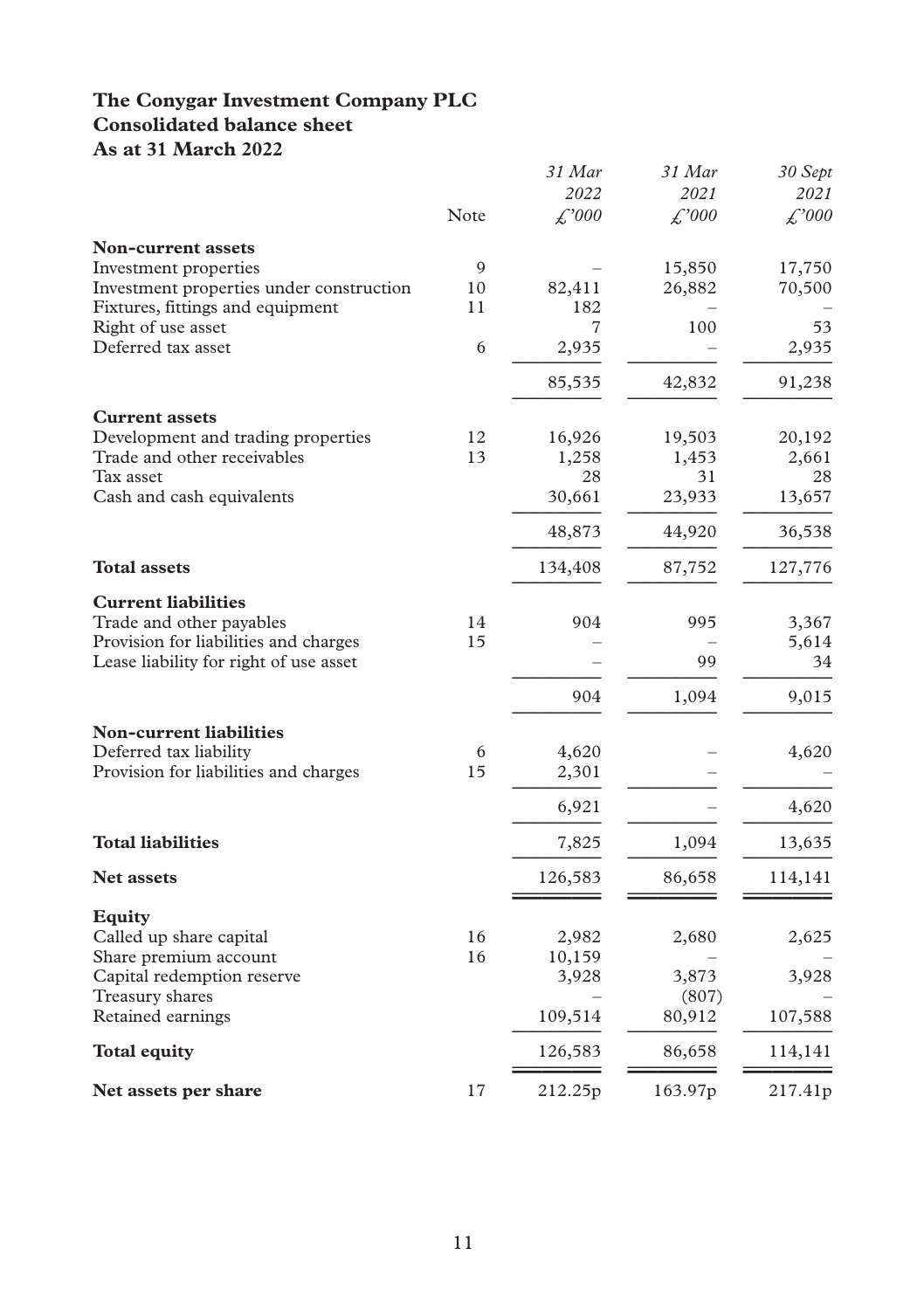# The Conygar Investment Company PLC
## Consolidated balance sheet
### As at 31 March 2022

| | Note | *31 Mar 2022 £'000* | *31 Mar 2021 £'000* | *30 Sept 2021 £'000* |
|---|---|---|---|---|
| **Non-current assets** | | | | |
| Investment properties | 9 | – | 15,850 | 17,750 |
| Investment properties under construction | 10 | 82,411 | 26,882 | 70,500 |
| Fixtures, fittings and equipment | 11 | 182 | – | – |
| Right of use asset | | 7 | 100 | 53 |
| Deferred tax asset | 6 | 2,935 | – | 2,935 |
| | | 85,535 | 42,832 | 91,238 |
| **Current assets** | | | | |
| Development and trading properties | 12 | 16,926 | 19,503 | 20,192 |
| Trade and other receivables | 13 | 1,258 | 1,453 | 2,661 |
| Tax asset | | 28 | 31 | 28 |
| Cash and cash equivalents | | 30,661 | 23,933 | 13,657 |
| | | 48,873 | 44,920 | 36,538 |
| **Total assets** | | 134,408 | 87,752 | 127,776 |
| **Current liabilities** | | | | |
| Trade and other payables | 14 | 904 | 995 | 3,367 |
| Provision for liabilities and charges | 15 | – | – | 5,614 |
| Lease liability for right of use asset | | – | 99 | 34 |
| | | 904 | 1,094 | 9,015 |
| **Non-current liabilities** | | | | |
| Deferred tax liability | 6 | 4,620 | – | 4,620 |
| Provision for liabilities and charges | 15 | 2,301 | – | – |
| | | 6,921 | – | 4,620 |
| **Total liabilities** | | 7,825 | 1,094 | 13,635 |
| **Net assets** | | 126,583 | 86,658 | 114,141 |
| **Equity** | | | | |
| Called up share capital | 16 | 2,982 | 2,680 | 2,625 |
| Share premium account | 16 | 10,159 | – | – |
| Capital redemption reserve | | 3,928 | 3,873 | 3,928 |
| Treasury shares | | – | (807) | – |
| Retained earnings | | 109,514 | 80,912 | 107,588 |
| **Total equity** | | 126,583 | 86,658 | 114,141 |
| **Net assets per share** | 17 | 212.25p | 163.97p | 217.41p |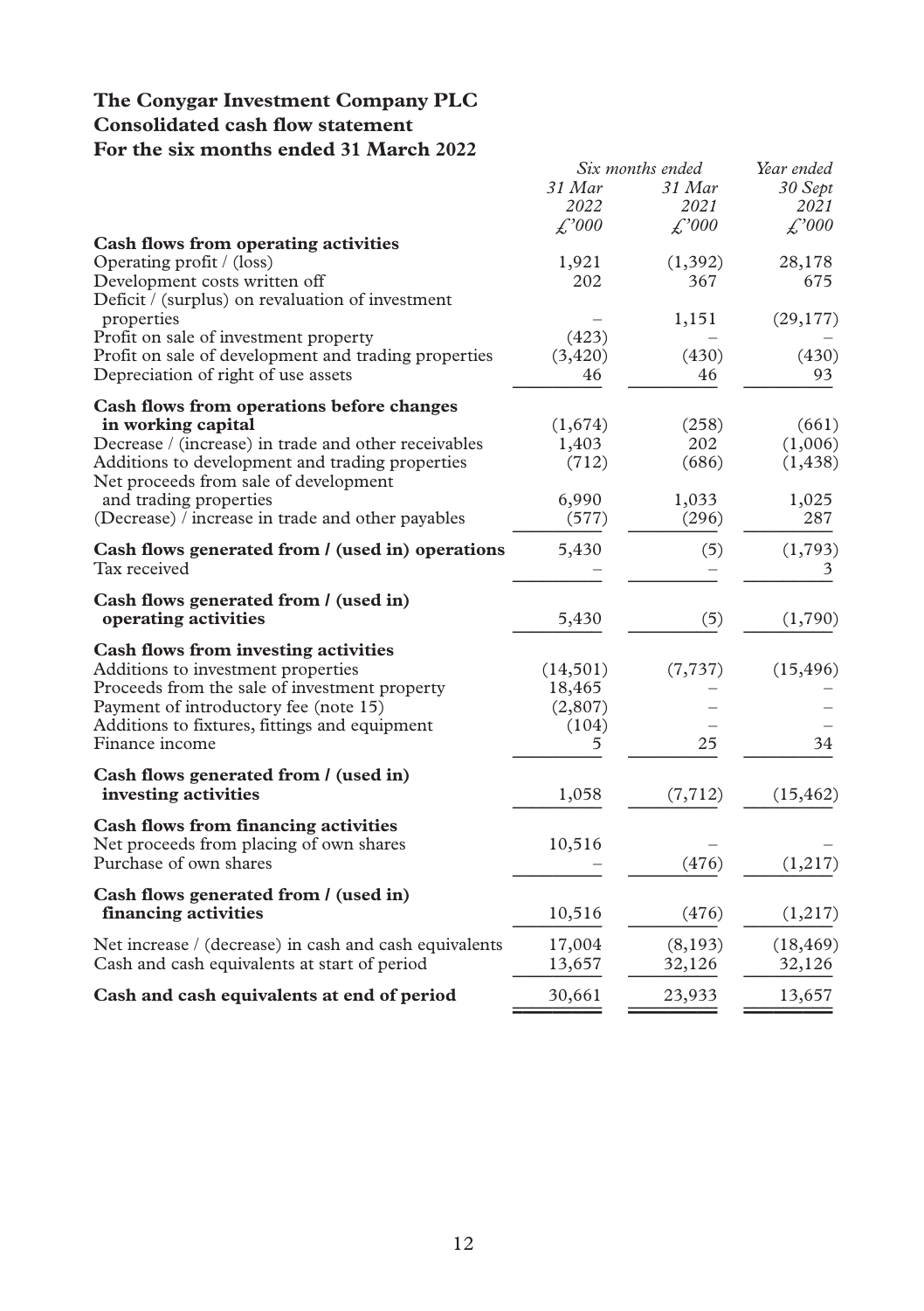# The Conygar Investment Company PLC
## Consolidated cash flow statement
## For the six months ended 31 March 2022

| | *Six months ended* | | *Year ended* |
|---|---|---|---|
| | *31 Mar 2022 £'000* | *31 Mar 2021 £'000* | *30 Sept 2021 £'000* |
| **Cash flows from operating activities** | | | |
| Operating profit / (loss) | 1,921 | (1,392) | 28,178 |
| Development costs written off | 202 | 367 | 675 |
| Deficit / (surplus) on revaluation of investment properties | – | 1,151 | (29,177) |
| Profit on sale of investment property | (423) | – | – |
| Profit on sale of development and trading properties | (3,420) | (430) | (430) |
| Depreciation of right of use assets | 46 | 46 | 93 |
| **Cash flows from operations before changes in working capital** | (1,674) | (258) | (661) |
| Decrease / (increase) in trade and other receivables | 1,403 | 202 | (1,006) |
| Additions to development and trading properties | (712) | (686) | (1,438) |
| Net proceeds from sale of development and trading properties | 6,990 | 1,033 | 1,025 |
| (Decrease) / increase in trade and other payables | (577) | (296) | 287 |
| **Cash flows generated from / (used in) operations** | 5,430 | (5) | (1,793) |
| Tax received | – | – | 3 |
| **Cash flows generated from / (used in) operating activities** | 5,430 | (5) | (1,790) |
| **Cash flows from investing activities** | | | |
| Additions to investment properties | (14,501) | (7,737) | (15,496) |
| Proceeds from the sale of investment property | 18,465 | – | – |
| Payment of introductory fee (note 15) | (2,807) | – | – |
| Additions to fixtures, fittings and equipment | (104) | – | – |
| Finance income | 5 | 25 | 34 |
| **Cash flows generated from / (used in) investing activities** | 1,058 | (7,712) | (15,462) |
| **Cash flows from financing activities** | | | |
| Net proceeds from placing of own shares | 10,516 | – | – |
| Purchase of own shares | – | (476) | (1,217) |
| **Cash flows generated from / (used in) financing activities** | 10,516 | (476) | (1,217) |
| Net increase / (decrease) in cash and cash equivalents | 17,004 | (8,193) | (18,469) |
| Cash and cash equivalents at start of period | 13,657 | 32,126 | 32,126 |
| **Cash and cash equivalents at end of period** | 30,661 | 23,933 | 13,657 |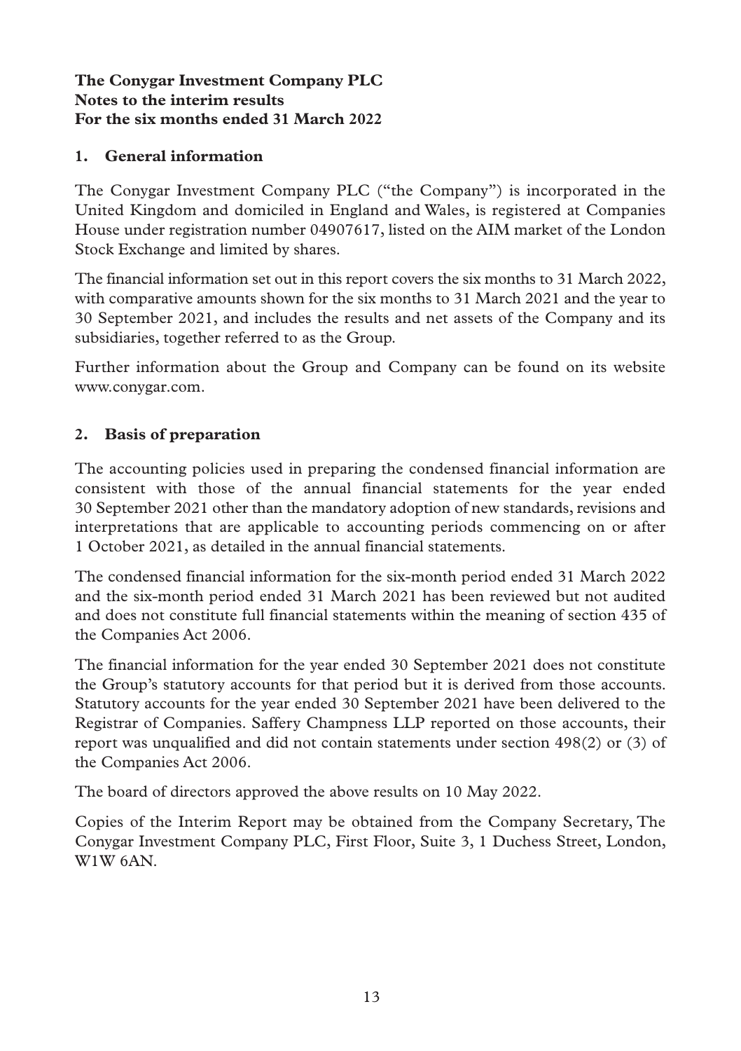**The Conygar Investment Company PLC**
**Notes to the interim results**
**For the six months ended 31 March 2022**

## 1. General information

The Conygar Investment Company PLC ("the Company") is incorporated in the United Kingdom and domiciled in England and Wales, is registered at Companies House under registration number 04907617, listed on the AIM market of the London Stock Exchange and limited by shares.

The financial information set out in this report covers the six months to 31 March 2022, with comparative amounts shown for the six months to 31 March 2021 and the year to 30 September 2021, and includes the results and net assets of the Company and its subsidiaries, together referred to as the Group.

Further information about the Group and Company can be found on its website www.conygar.com.

## 2. Basis of preparation

The accounting policies used in preparing the condensed financial information are consistent with those of the annual financial statements for the year ended 30 September 2021 other than the mandatory adoption of new standards, revisions and interpretations that are applicable to accounting periods commencing on or after 1 October 2021, as detailed in the annual financial statements.

The condensed financial information for the six-month period ended 31 March 2022 and the six-month period ended 31 March 2021 has been reviewed but not audited and does not constitute full financial statements within the meaning of section 435 of the Companies Act 2006.

The financial information for the year ended 30 September 2021 does not constitute the Group's statutory accounts for that period but it is derived from those accounts. Statutory accounts for the year ended 30 September 2021 have been delivered to the Registrar of Companies. Saffery Champness LLP reported on those accounts, their report was unqualified and did not contain statements under section 498(2) or (3) of the Companies Act 2006.

The board of directors approved the above results on 10 May 2022.

Copies of the Interim Report may be obtained from the Company Secretary, The Conygar Investment Company PLC, First Floor, Suite 3, 1 Duchess Street, London, W1W 6AN.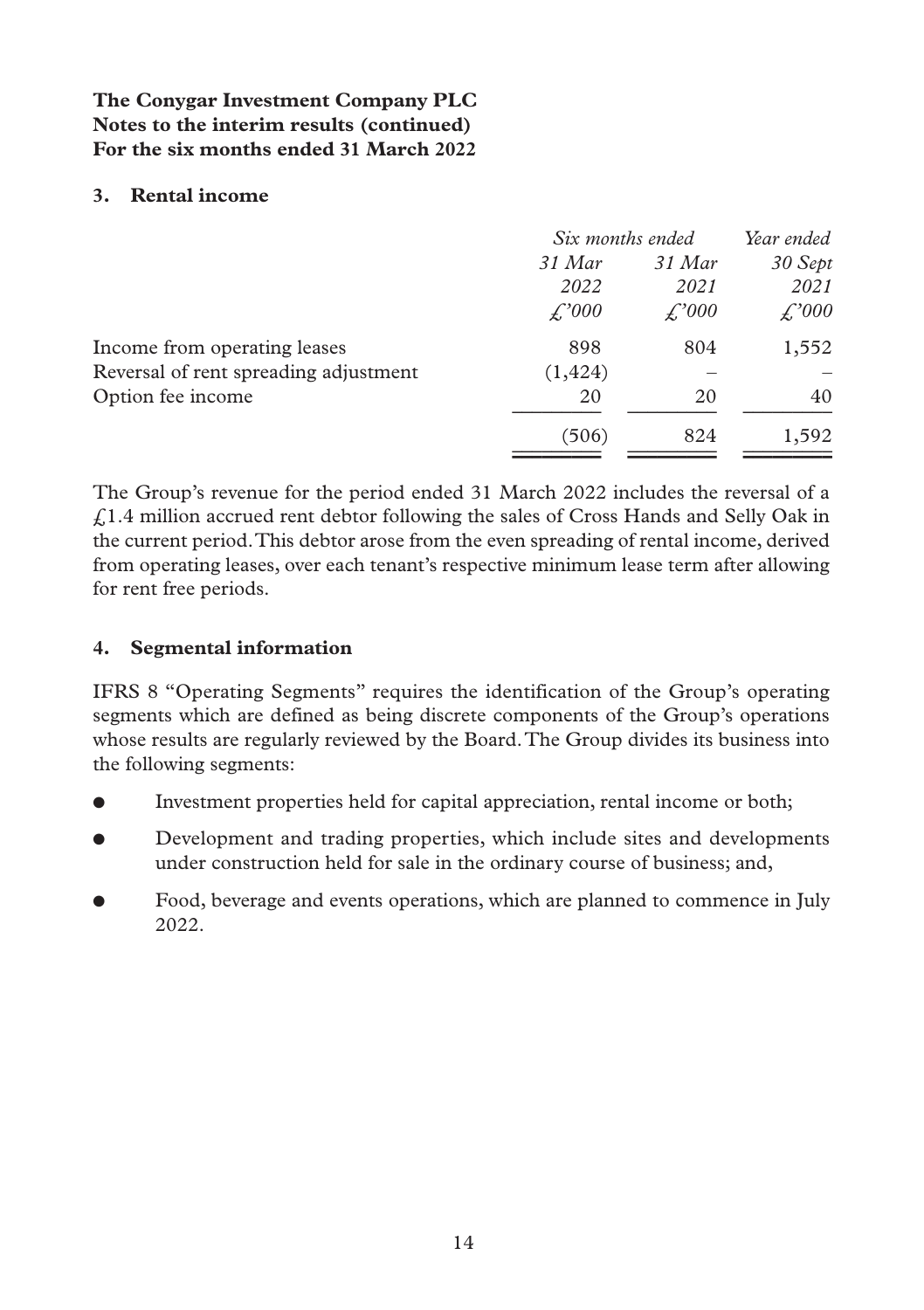**The Conygar Investment Company PLC**
**Notes to the interim results (continued)**
**For the six months ended 31 March 2022**

### 3. Rental income

| | *Six months ended* | | *Year ended* |
|---|---|---|---|
| | *31 Mar 2022* | *31 Mar 2021* | *30 Sept 2021* |
| | *£'000* | *£'000* | *£'000* |
| Income from operating leases | 898 | 804 | 1,552 |
| Reversal of rent spreading adjustment | (1,424) | – | – |
| Option fee income | 20 | 20 | 40 |
| | (506) | 824 | 1,592 |

The Group's revenue for the period ended 31 March 2022 includes the reversal of a £1.4 million accrued rent debtor following the sales of Cross Hands and Selly Oak in the current period. This debtor arose from the even spreading of rental income, derived from operating leases, over each tenant's respective minimum lease term after allowing for rent free periods.

### 4. Segmental information

IFRS 8 "Operating Segments" requires the identification of the Group's operating segments which are defined as being discrete components of the Group's operations whose results are regularly reviewed by the Board. The Group divides its business into the following segments:

- Investment properties held for capital appreciation, rental income or both;
- Development and trading properties, which include sites and developments under construction held for sale in the ordinary course of business; and,
- Food, beverage and events operations, which are planned to commence in July 2022.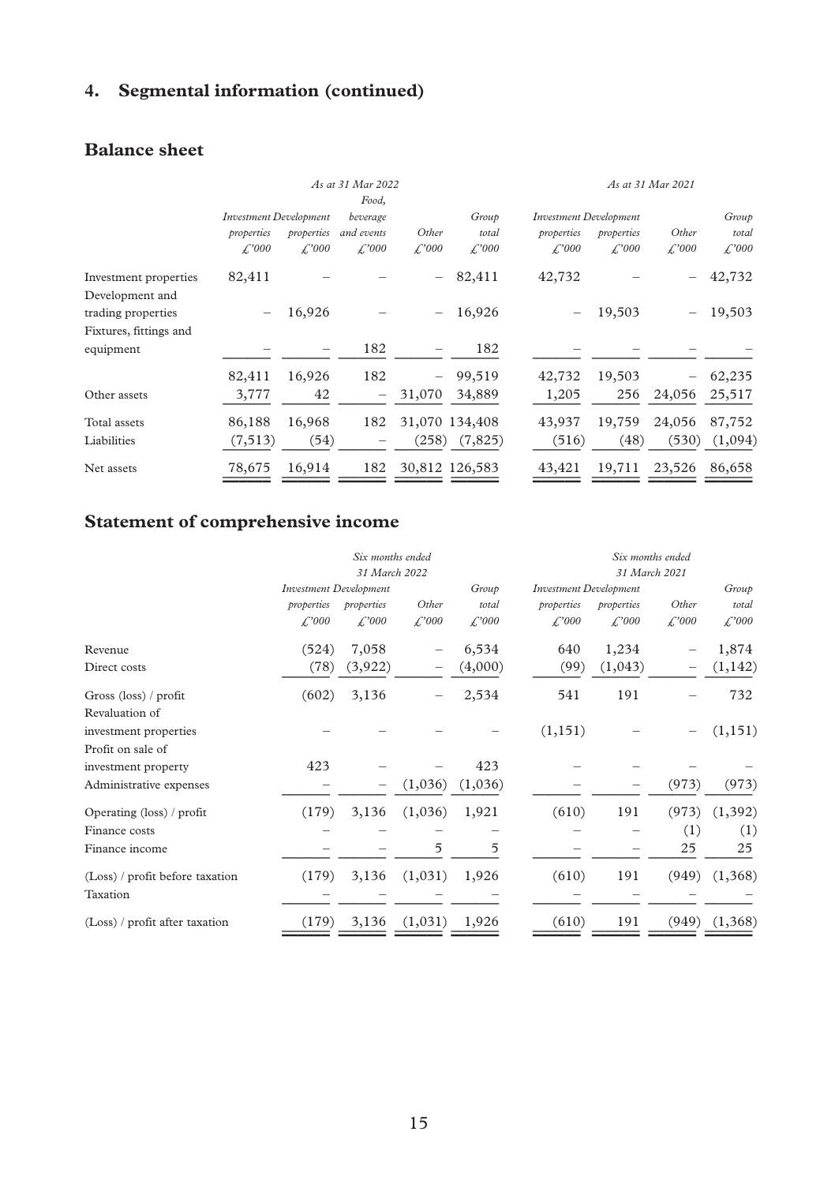## 4. Segmental information (continued)

### Balance sheet

| | As at 31 Mar 2022 | | | | | As at 31 Mar 2021 | | | |
|---|---|---|---|---|---|---|---|---|---|
| | Investment properties £'000 | Development properties £'000 | Food, beverage and events £'000 | Other £'000 | Group total £'000 | Investment properties £'000 | Development properties £'000 | Other £'000 | Group total £'000 |
| Investment properties | 82,411 | – | – | – | 82,411 | 42,732 | – | – | 42,732 |
| Development and trading properties | – | 16,926 | – | – | 16,926 | – | 19,503 | – | 19,503 |
| Fixtures, fittings and equipment | – | – | 182 | – | 182 | – | – | – | – |
| | 82,411 | 16,926 | 182 | – | 99,519 | 42,732 | 19,503 | – | 62,235 |
| Other assets | 3,777 | 42 | – | 31,070 | 34,889 | 1,205 | 256 | 24,056 | 25,517 |
| Total assets | 86,188 | 16,968 | 182 | 31,070 | 134,408 | 43,937 | 19,759 | 24,056 | 87,752 |
| Liabilities | (7,513) | (54) | – | (258) | (7,825) | (516) | (48) | (530) | (1,094) |
| Net assets | 78,675 | 16,914 | 182 | 30,812 | 126,583 | 43,421 | 19,711 | 23,526 | 86,658 |

### Statement of comprehensive income

| | Six months ended 31 March 2022 | | | | Six months ended 31 March 2021 | | | |
|---|---|---|---|---|---|---|---|---|
| | Investment properties £'000 | Development properties £'000 | Other £'000 | Group total £'000 | Investment properties £'000 | Development properties £'000 | Other £'000 | Group total £'000 |
| Revenue | (524) | 7,058 | – | 6,534 | 640 | 1,234 | – | 1,874 |
| Direct costs | (78) | (3,922) | – | (4,000) | (99) | (1,043) | – | (1,142) |
| Gross (loss) / profit | (602) | 3,136 | – | 2,534 | 541 | 191 | – | 732 |
| Revaluation of investment properties | – | – | – | – | (1,151) | – | – | (1,151) |
| Profit on sale of investment property | 423 | – | – | 423 | – | – | – | – |
| Administrative expenses | – | – | (1,036) | (1,036) | – | – | (973) | (973) |
| Operating (loss) / profit | (179) | 3,136 | (1,036) | 1,921 | (610) | 191 | (973) | (1,392) |
| Finance costs | – | – | – | – | – | – | (1) | (1) |
| Finance income | – | – | 5 | 5 | – | – | 25 | 25 |
| (Loss) / profit before taxation | (179) | 3,136 | (1,031) | 1,926 | (610) | 191 | (949) | (1,368) |
| Taxation | – | – | – | – | – | – | – | – |
| (Loss) / profit after taxation | (179) | 3,136 | (1,031) | 1,926 | (610) | 191 | (949) | (1,368) |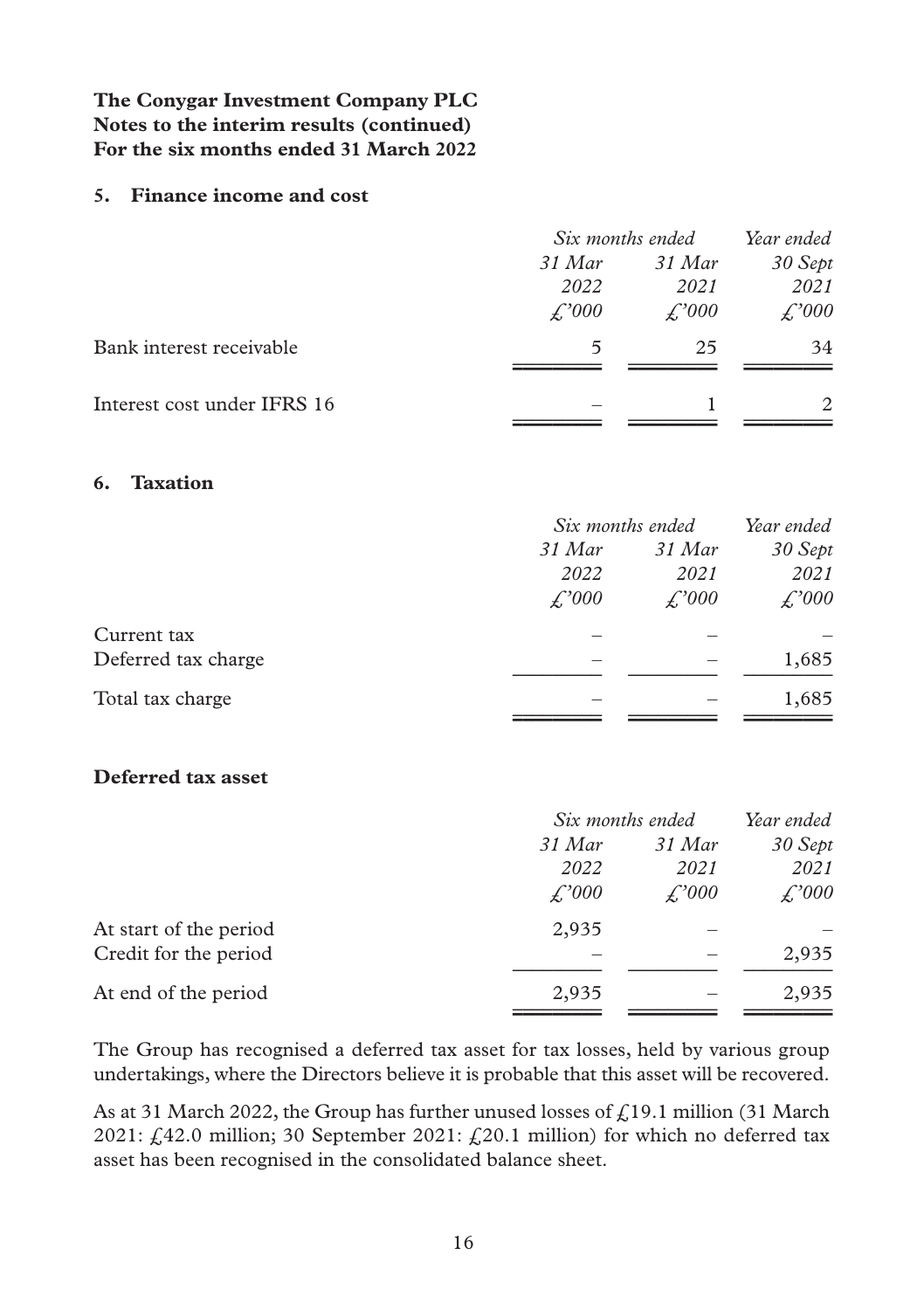**The Conygar Investment Company PLC**
**Notes to the interim results (continued)**
**For the six months ended 31 March 2022**

## 5. Finance income and cost

| | *Six months ended* | | *Year ended* |
|---|---|---|---|
| | *31 Mar 2022* | *31 Mar 2021* | *30 Sept 2021* |
| | *£'000* | *£'000* | *£'000* |
| Bank interest receivable | 5 | 25 | 34 |
| Interest cost under IFRS 16 | – | 1 | 2 |

## 6. Taxation

| | *Six months ended* | | *Year ended* |
|---|---|---|---|
| | *31 Mar 2022* | *31 Mar 2021* | *30 Sept 2021* |
| | *£'000* | *£'000* | *£'000* |
| Current tax | – | – | – |
| Deferred tax charge | – | – | 1,685 |
| Total tax charge | – | – | 1,685 |

### Deferred tax asset

| | *Six months ended* | | *Year ended* |
|---|---|---|---|
| | *31 Mar 2022* | *31 Mar 2021* | *30 Sept 2021* |
| | *£'000* | *£'000* | *£'000* |
| At start of the period | 2,935 | – | – |
| Credit for the period | – | – | 2,935 |
| At end of the period | 2,935 | – | 2,935 |

The Group has recognised a deferred tax asset for tax losses, held by various group undertakings, where the Directors believe it is probable that this asset will be recovered.

As at 31 March 2022, the Group has further unused losses of £19.1 million (31 March 2021: £42.0 million; 30 September 2021: £20.1 million) for which no deferred tax asset has been recognised in the consolidated balance sheet.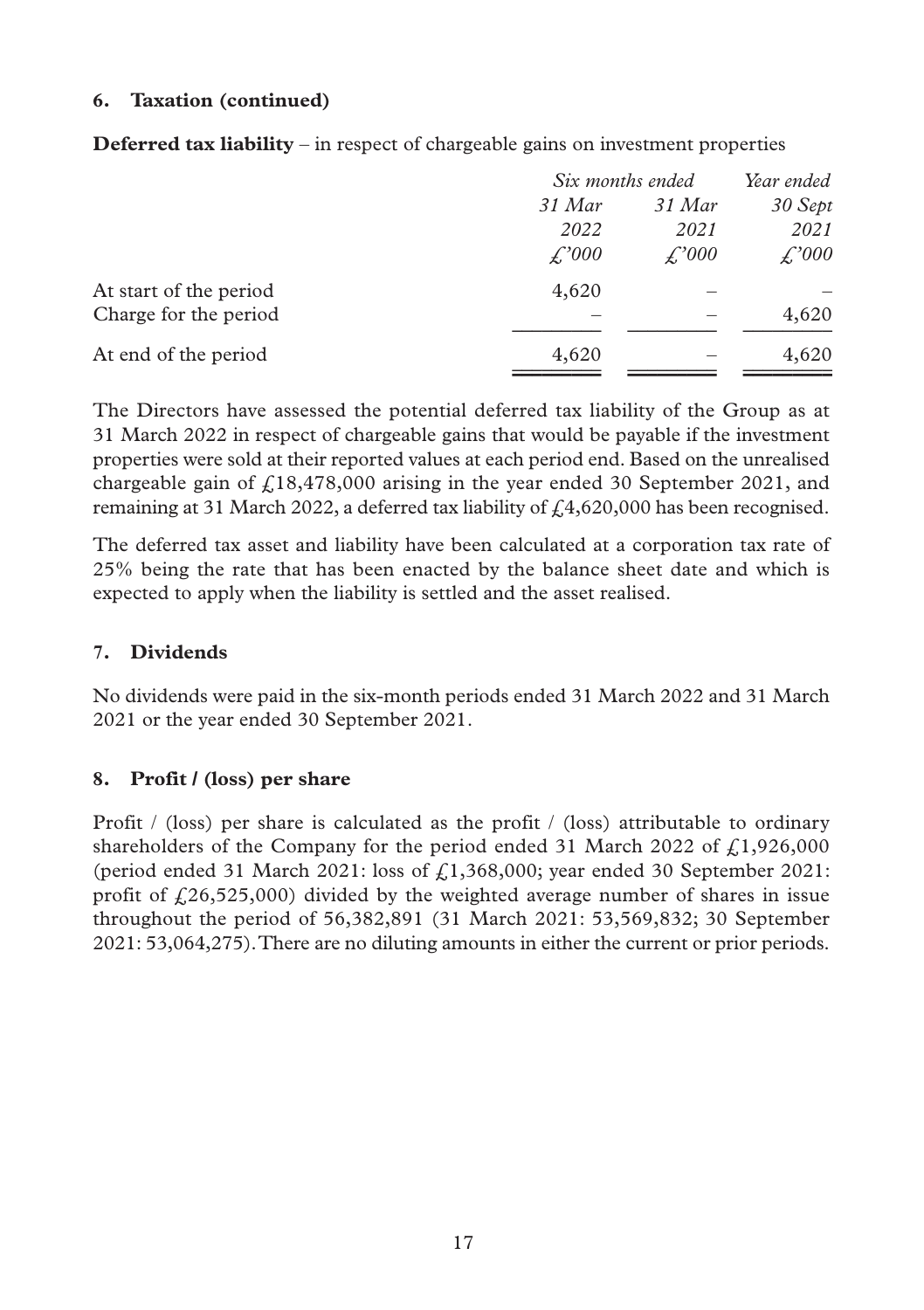**6. Taxation (continued)**

**Deferred tax liability** – in respect of chargeable gains on investment properties

| | *Six months ended* | | *Year ended* |
|---|---|---|---|
| | *31 Mar 2022* | *31 Mar 2021* | *30 Sept 2021* |
| | *£'000* | *£'000* | *£'000* |
| At start of the period | 4,620 | – | – |
| Charge for the period | – | – | 4,620 |
| At end of the period | 4,620 | – | 4,620 |

The Directors have assessed the potential deferred tax liability of the Group as at 31 March 2022 in respect of chargeable gains that would be payable if the investment properties were sold at their reported values at each period end. Based on the unrealised chargeable gain of £18,478,000 arising in the year ended 30 September 2021, and remaining at 31 March 2022, a deferred tax liability of £4,620,000 has been recognised.

The deferred tax asset and liability have been calculated at a corporation tax rate of 25% being the rate that has been enacted by the balance sheet date and which is expected to apply when the liability is settled and the asset realised.

**7. Dividends**

No dividends were paid in the six-month periods ended 31 March 2022 and 31 March 2021 or the year ended 30 September 2021.

**8. Profit / (loss) per share**

Profit / (loss) per share is calculated as the profit / (loss) attributable to ordinary shareholders of the Company for the period ended 31 March 2022 of £1,926,000 (period ended 31 March 2021: loss of £1,368,000; year ended 30 September 2021: profit of £26,525,000) divided by the weighted average number of shares in issue throughout the period of 56,382,891 (31 March 2021: 53,569,832; 30 September 2021: 53,064,275). There are no diluting amounts in either the current or prior periods.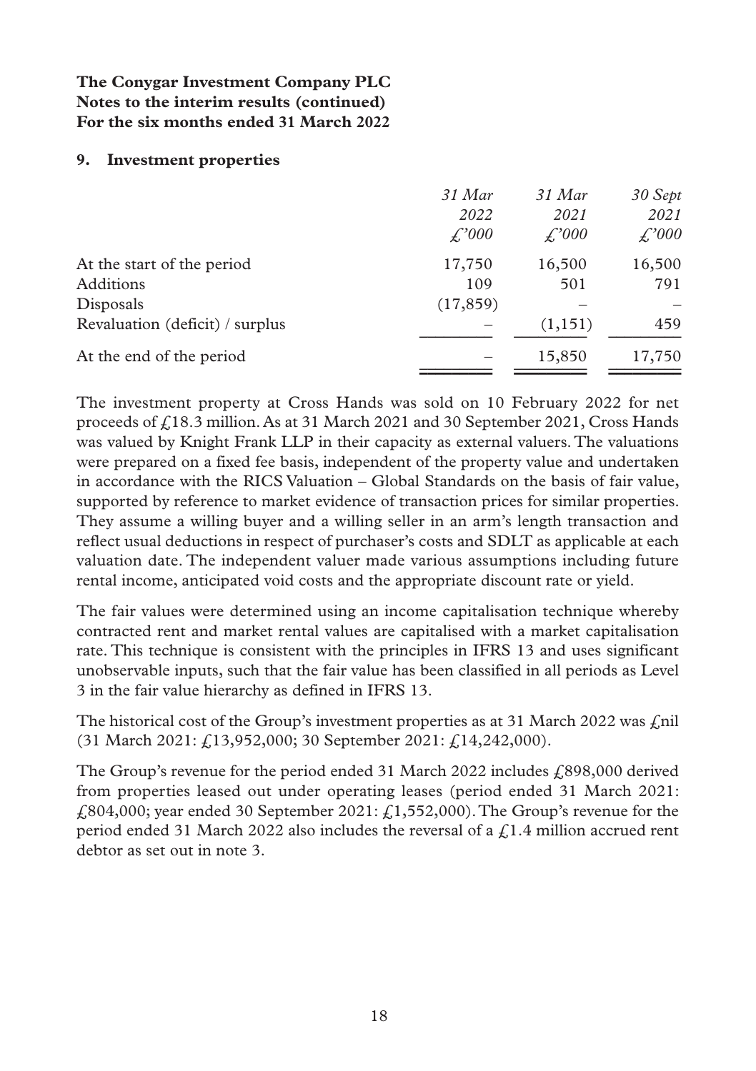**The Conygar Investment Company PLC**
**Notes to the interim results (continued)**
**For the six months ended 31 March 2022**

## 9. Investment properties

| | *31 Mar 2022 £'000* | *31 Mar 2021 £'000* | *30 Sept 2021 £'000* |
|---|---|---|---|
| At the start of the period | 17,750 | 16,500 | 16,500 |
| Additions | 109 | 501 | 791 |
| Disposals | (17,859) | – | – |
| Revaluation (deficit) / surplus | – | (1,151) | 459 |
| At the end of the period | – | 15,850 | 17,750 |

The investment property at Cross Hands was sold on 10 February 2022 for net proceeds of £18.3 million. As at 31 March 2021 and 30 September 2021, Cross Hands was valued by Knight Frank LLP in their capacity as external valuers. The valuations were prepared on a fixed fee basis, independent of the property value and undertaken in accordance with the RICS Valuation – Global Standards on the basis of fair value, supported by reference to market evidence of transaction prices for similar properties. They assume a willing buyer and a willing seller in an arm's length transaction and reflect usual deductions in respect of purchaser's costs and SDLT as applicable at each valuation date. The independent valuer made various assumptions including future rental income, anticipated void costs and the appropriate discount rate or yield.

The fair values were determined using an income capitalisation technique whereby contracted rent and market rental values are capitalised with a market capitalisation rate. This technique is consistent with the principles in IFRS 13 and uses significant unobservable inputs, such that the fair value has been classified in all periods as Level 3 in the fair value hierarchy as defined in IFRS 13.

The historical cost of the Group's investment properties as at 31 March 2022 was £nil (31 March 2021: £13,952,000; 30 September 2021: £14,242,000).

The Group's revenue for the period ended 31 March 2022 includes £898,000 derived from properties leased out under operating leases (period ended 31 March 2021: £804,000; year ended 30 September 2021: £1,552,000). The Group's revenue for the period ended 31 March 2022 also includes the reversal of a £1.4 million accrued rent debtor as set out in note 3.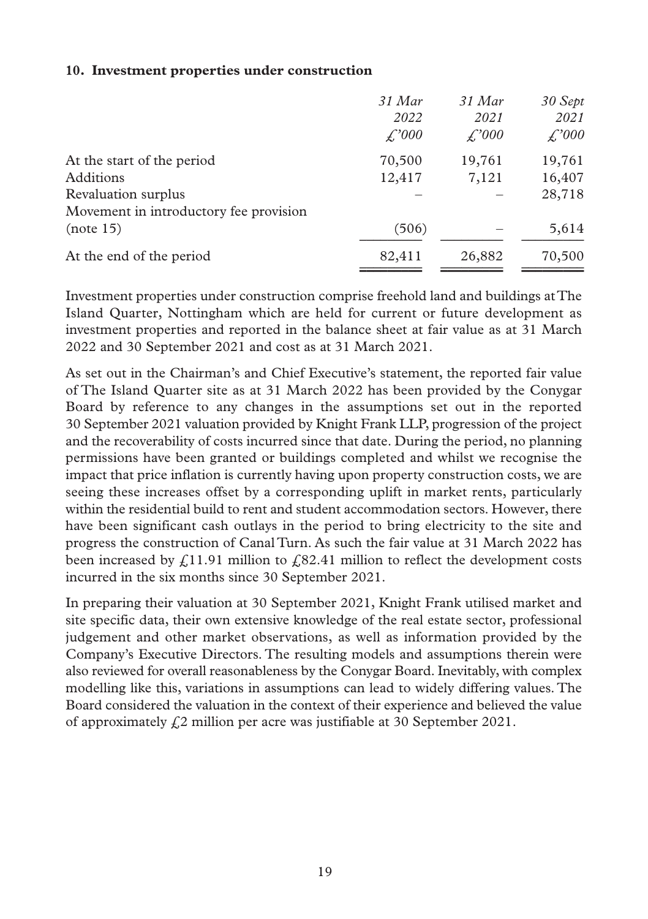**10. Investment properties under construction**

| | *31 Mar 2022 £'000* | *31 Mar 2021 £'000* | *30 Sept 2021 £'000* |
|---|---|---|---|
| At the start of the period | 70,500 | 19,761 | 19,761 |
| Additions | 12,417 | 7,121 | 16,407 |
| Revaluation surplus | – | – | 28,718 |
| Movement in introductory fee provision (note 15) | (506) | – | 5,614 |
| At the end of the period | 82,411 | 26,882 | 70,500 |

Investment properties under construction comprise freehold land and buildings at The Island Quarter, Nottingham which are held for current or future development as investment properties and reported in the balance sheet at fair value as at 31 March 2022 and 30 September 2021 and cost as at 31 March 2021.

As set out in the Chairman's and Chief Executive's statement, the reported fair value of The Island Quarter site as at 31 March 2022 has been provided by the Conygar Board by reference to any changes in the assumptions set out in the reported 30 September 2021 valuation provided by Knight Frank LLP, progression of the project and the recoverability of costs incurred since that date. During the period, no planning permissions have been granted or buildings completed and whilst we recognise the impact that price inflation is currently having upon property construction costs, we are seeing these increases offset by a corresponding uplift in market rents, particularly within the residential build to rent and student accommodation sectors. However, there have been significant cash outlays in the period to bring electricity to the site and progress the construction of Canal Turn. As such the fair value at 31 March 2022 has been increased by £11.91 million to £82.41 million to reflect the development costs incurred in the six months since 30 September 2021.

In preparing their valuation at 30 September 2021, Knight Frank utilised market and site specific data, their own extensive knowledge of the real estate sector, professional judgement and other market observations, as well as information provided by the Company's Executive Directors. The resulting models and assumptions therein were also reviewed for overall reasonableness by the Conygar Board. Inevitably, with complex modelling like this, variations in assumptions can lead to widely differing values. The Board considered the valuation in the context of their experience and believed the value of approximately £2 million per acre was justifiable at 30 September 2021.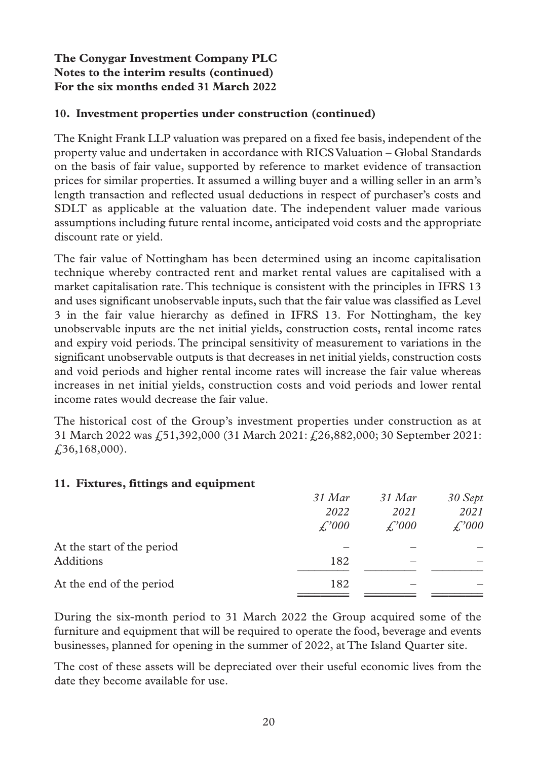**The Conygar Investment Company PLC**
**Notes to the interim results (continued)**
**For the six months ended 31 March 2022**

## 10. Investment properties under construction (continued)

The Knight Frank LLP valuation was prepared on a fixed fee basis, independent of the property value and undertaken in accordance with RICS Valuation – Global Standards on the basis of fair value, supported by reference to market evidence of transaction prices for similar properties. It assumed a willing buyer and a willing seller in an arm's length transaction and reflected usual deductions in respect of purchaser's costs and SDLT as applicable at the valuation date. The independent valuer made various assumptions including future rental income, anticipated void costs and the appropriate discount rate or yield.

The fair value of Nottingham has been determined using an income capitalisation technique whereby contracted rent and market rental values are capitalised with a market capitalisation rate. This technique is consistent with the principles in IFRS 13 and uses significant unobservable inputs, such that the fair value was classified as Level 3 in the fair value hierarchy as defined in IFRS 13. For Nottingham, the key unobservable inputs are the net initial yields, construction costs, rental income rates and expiry void periods. The principal sensitivity of measurement to variations in the significant unobservable outputs is that decreases in net initial yields, construction costs and void periods and higher rental income rates will increase the fair value whereas increases in net initial yields, construction costs and void periods and lower rental income rates would decrease the fair value.

The historical cost of the Group's investment properties under construction as at 31 March 2022 was £51,392,000 (31 March 2021: £26,882,000; 30 September 2021: £36,168,000).

## 11. Fixtures, fittings and equipment

| | *31 Mar 2022 £'000* | *31 Mar 2021 £'000* | *30 Sept 2021 £'000* |
|---|---|---|---|
| At the start of the period | – | – | – |
| Additions | 182 | – | – |
| At the end of the period | 182 | – | – |

During the six-month period to 31 March 2022 the Group acquired some of the furniture and equipment that will be required to operate the food, beverage and events businesses, planned for opening in the summer of 2022, at The Island Quarter site.

The cost of these assets will be depreciated over their useful economic lives from the date they become available for use.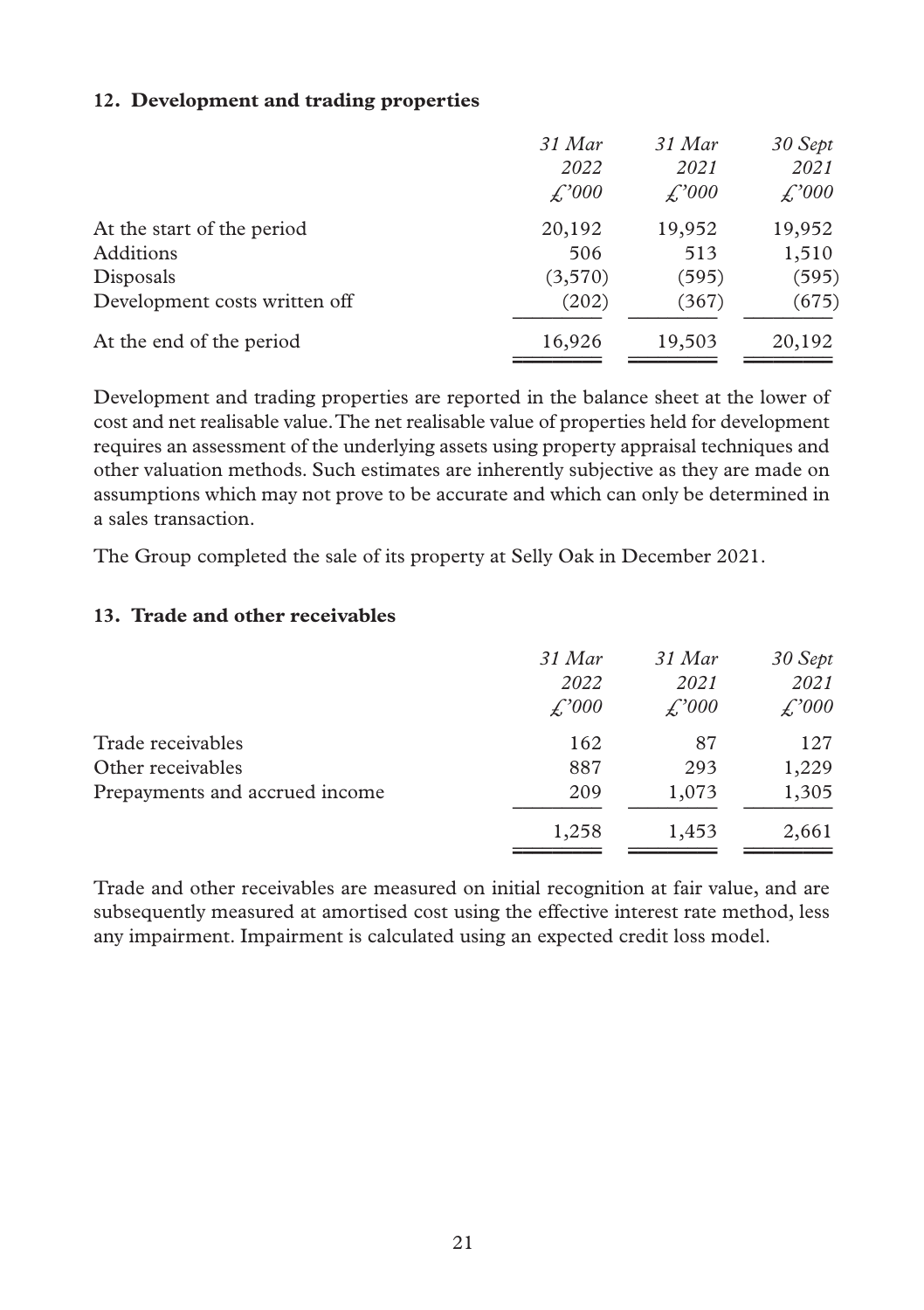**12. Development and trading properties**

| | *31 Mar 2022 £'000* | *31 Mar 2021 £'000* | *30 Sept 2021 £'000* |
|---|---|---|---|
| At the start of the period | 20,192 | 19,952 | 19,952 |
| Additions | 506 | 513 | 1,510 |
| Disposals | (3,570) | (595) | (595) |
| Development costs written off | (202) | (367) | (675) |
| At the end of the period | 16,926 | 19,503 | 20,192 |

Development and trading properties are reported in the balance sheet at the lower of cost and net realisable value. The net realisable value of properties held for development requires an assessment of the underlying assets using property appraisal techniques and other valuation methods. Such estimates are inherently subjective as they are made on assumptions which may not prove to be accurate and which can only be determined in a sales transaction.

The Group completed the sale of its property at Selly Oak in December 2021.

**13. Trade and other receivables**

| | *31 Mar 2022 £'000* | *31 Mar 2021 £'000* | *30 Sept 2021 £'000* |
|---|---|---|---|
| Trade receivables | 162 | 87 | 127 |
| Other receivables | 887 | 293 | 1,229 |
| Prepayments and accrued income | 209 | 1,073 | 1,305 |
| | 1,258 | 1,453 | 2,661 |

Trade and other receivables are measured on initial recognition at fair value, and are subsequently measured at amortised cost using the effective interest rate method, less any impairment. Impairment is calculated using an expected credit loss model.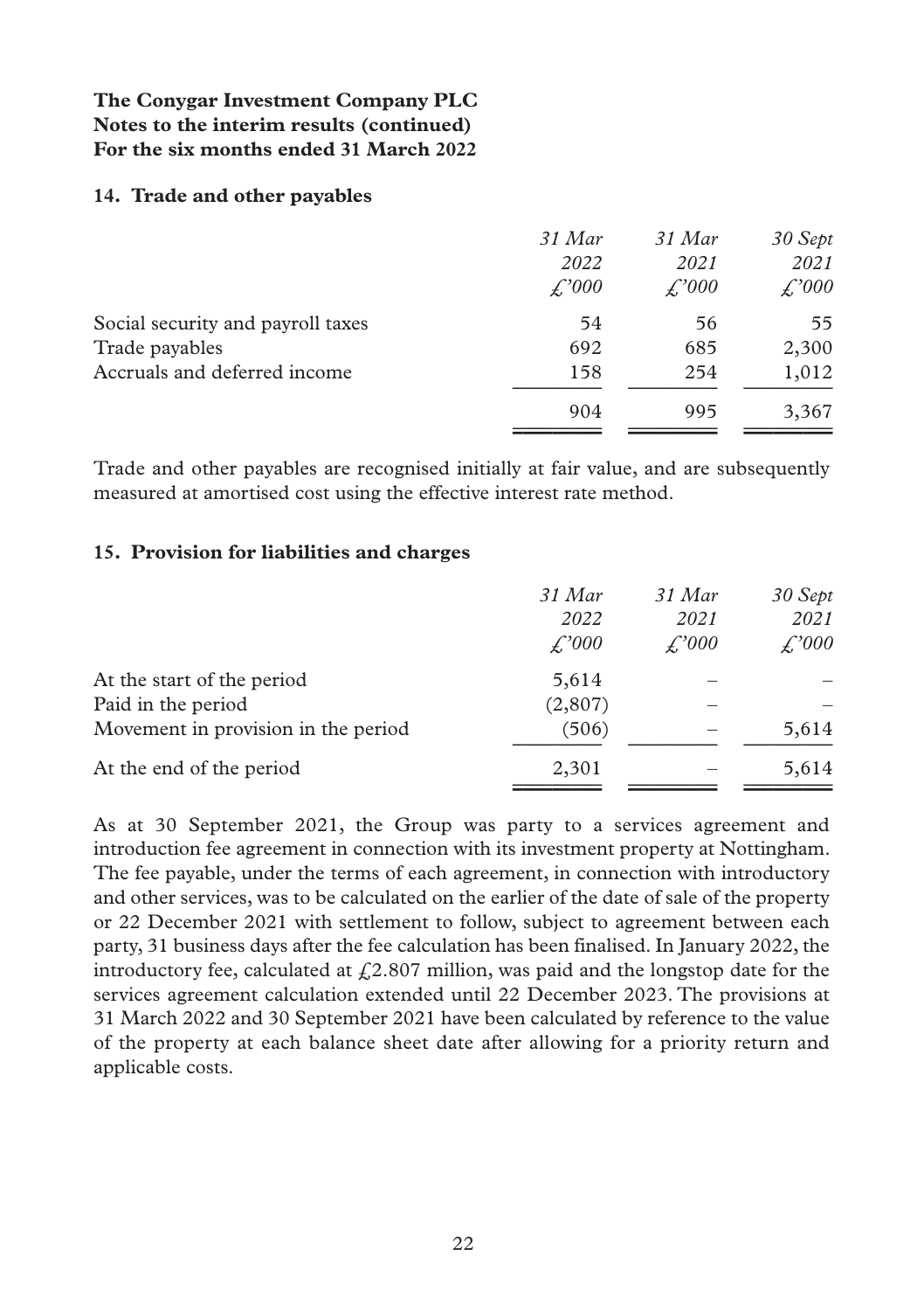**The Conygar Investment Company PLC**
**Notes to the interim results (continued)**
**For the six months ended 31 March 2022**

**14. Trade and other payables**

| | *31 Mar 2022 £'000* | *31 Mar 2021 £'000* | *30 Sept 2021 £'000* |
|---|---|---|---|
| Social security and payroll taxes | 54 | 56 | 55 |
| Trade payables | 692 | 685 | 2,300 |
| Accruals and deferred income | 158 | 254 | 1,012 |
| | 904 | 995 | 3,367 |

Trade and other payables are recognised initially at fair value, and are subsequently measured at amortised cost using the effective interest rate method.

**15. Provision for liabilities and charges**

| | *31 Mar 2022 £'000* | *31 Mar 2021 £'000* | *30 Sept 2021 £'000* |
|---|---|---|---|
| At the start of the period | 5,614 | – | – |
| Paid in the period | (2,807) | – | – |
| Movement in provision in the period | (506) | – | 5,614 |
| At the end of the period | 2,301 | – | 5,614 |

As at 30 September 2021, the Group was party to a services agreement and introduction fee agreement in connection with its investment property at Nottingham. The fee payable, under the terms of each agreement, in connection with introductory and other services, was to be calculated on the earlier of the date of sale of the property or 22 December 2021 with settlement to follow, subject to agreement between each party, 31 business days after the fee calculation has been finalised. In January 2022, the introductory fee, calculated at £2.807 million, was paid and the longstop date for the services agreement calculation extended until 22 December 2023. The provisions at 31 March 2022 and 30 September 2021 have been calculated by reference to the value of the property at each balance sheet date after allowing for a priority return and applicable costs.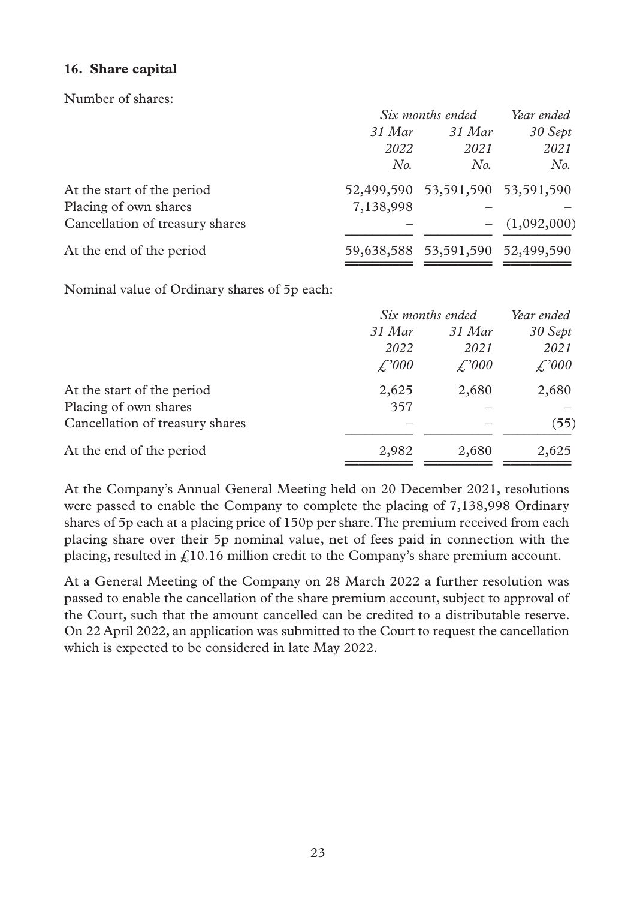### 16. Share capital

Number of shares:

| | *Six months ended* | | *Year ended* |
|---|---|---|---|
| | *31 Mar 2022* | *31 Mar 2021* | *30 Sept 2021* |
| | *No.* | *No.* | *No.* |
| At the start of the period | 52,499,590 | 53,591,590 | 53,591,590 |
| Placing of own shares | 7,138,998 | – | – |
| Cancellation of treasury shares | – | – | (1,092,000) |
| At the end of the period | 59,638,588 | 53,591,590 | 52,499,590 |

Nominal value of Ordinary shares of 5p each:

| | *Six months ended* | | *Year ended* |
|---|---|---|---|
| | *31 Mar 2022* | *31 Mar 2021* | *30 Sept 2021* |
| | *£'000* | *£'000* | *£'000* |
| At the start of the period | 2,625 | 2,680 | 2,680 |
| Placing of own shares | 357 | – | – |
| Cancellation of treasury shares | – | – | (55) |
| At the end of the period | 2,982 | 2,680 | 2,625 |

At the Company's Annual General Meeting held on 20 December 2021, resolutions were passed to enable the Company to complete the placing of 7,138,998 Ordinary shares of 5p each at a placing price of 150p per share. The premium received from each placing share over their 5p nominal value, net of fees paid in connection with the placing, resulted in £10.16 million credit to the Company's share premium account.

At a General Meeting of the Company on 28 March 2022 a further resolution was passed to enable the cancellation of the share premium account, subject to approval of the Court, such that the amount cancelled can be credited to a distributable reserve. On 22 April 2022, an application was submitted to the Court to request the cancellation which is expected to be considered in late May 2022.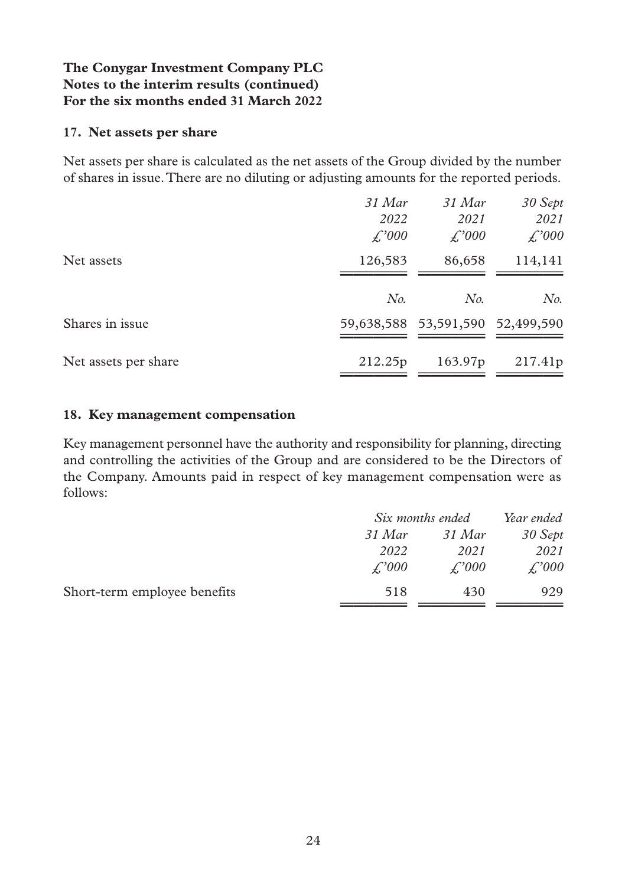**The Conygar Investment Company PLC**
**Notes to the interim results (continued)**
**For the six months ended 31 March 2022**

## 17. Net assets per share

Net assets per share is calculated as the net assets of the Group divided by the number of shares in issue. There are no diluting or adjusting amounts for the reported periods.

| | *31 Mar 2022 £'000* | *31 Mar 2021 £'000* | *30 Sept 2021 £'000* |
|---|---|---|---|
| Net assets | 126,583 | 86,658 | 114,141 |
| | *No.* | *No.* | *No.* |
| Shares in issue | 59,638,588 | 53,591,590 | 52,499,590 |
| Net assets per share | 212.25p | 163.97p | 217.41p |

## 18. Key management compensation

Key management personnel have the authority and responsibility for planning, directing and controlling the activities of the Group and are considered to be the Directors of the Company. Amounts paid in respect of key management compensation were as follows:

| | *Six months ended* | | *Year ended* |
|---|---|---|---|
| | *31 Mar 2022 £'000* | *31 Mar 2021 £'000* | *30 Sept 2021 £'000* |
| Short-term employee benefits | 518 | 430 | 929 |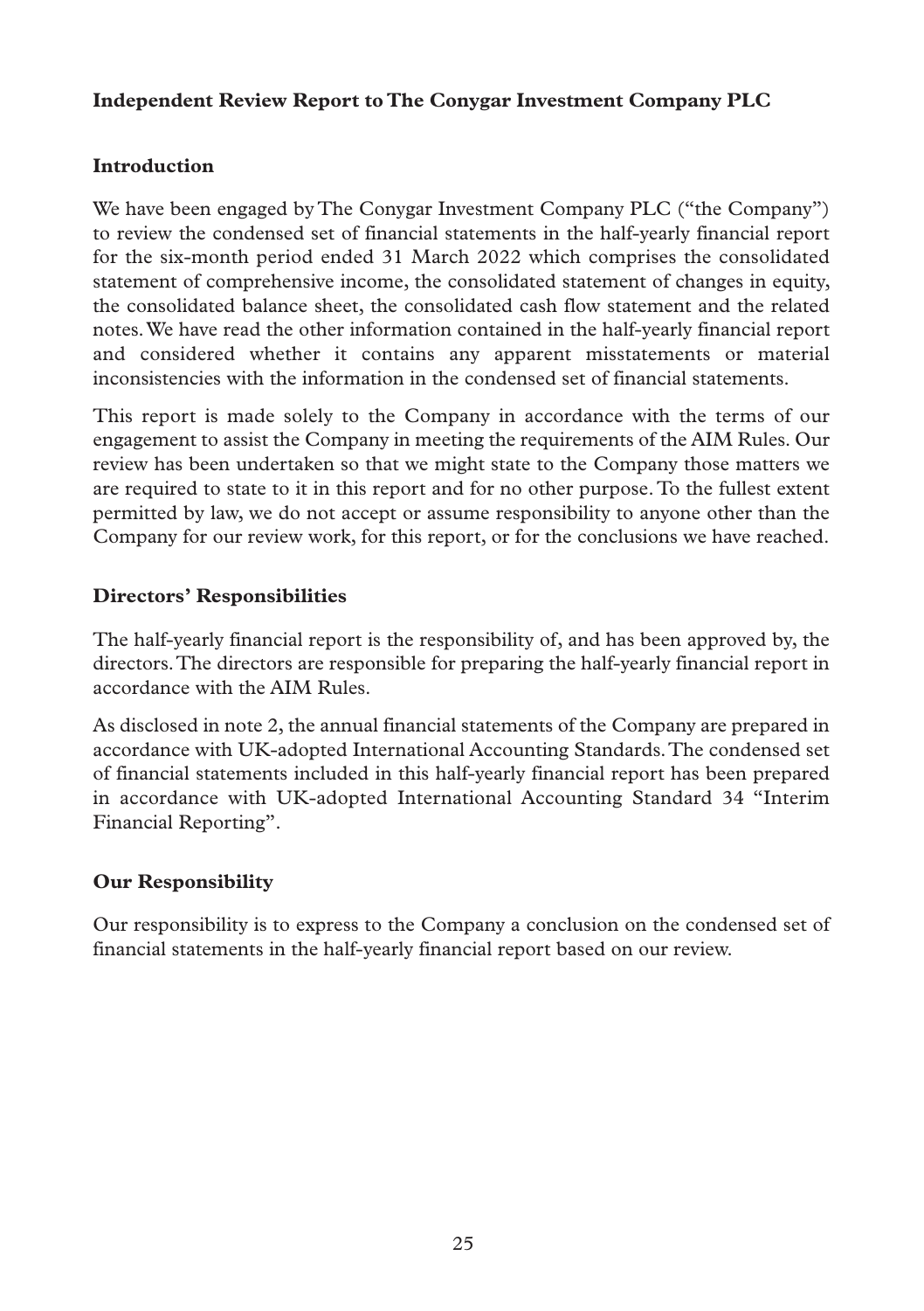## Independent Review Report to The Conygar Investment Company PLC

### Introduction

We have been engaged by The Conygar Investment Company PLC ("the Company") to review the condensed set of financial statements in the half-yearly financial report for the six-month period ended 31 March 2022 which comprises the consolidated statement of comprehensive income, the consolidated statement of changes in equity, the consolidated balance sheet, the consolidated cash flow statement and the related notes. We have read the other information contained in the half-yearly financial report and considered whether it contains any apparent misstatements or material inconsistencies with the information in the condensed set of financial statements.

This report is made solely to the Company in accordance with the terms of our engagement to assist the Company in meeting the requirements of the AIM Rules. Our review has been undertaken so that we might state to the Company those matters we are required to state to it in this report and for no other purpose. To the fullest extent permitted by law, we do not accept or assume responsibility to anyone other than the Company for our review work, for this report, or for the conclusions we have reached.

### Directors' Responsibilities

The half-yearly financial report is the responsibility of, and has been approved by, the directors. The directors are responsible for preparing the half-yearly financial report in accordance with the AIM Rules.

As disclosed in note 2, the annual financial statements of the Company are prepared in accordance with UK-adopted International Accounting Standards. The condensed set of financial statements included in this half-yearly financial report has been prepared in accordance with UK-adopted International Accounting Standard 34 "Interim Financial Reporting".

### Our Responsibility

Our responsibility is to express to the Company a conclusion on the condensed set of financial statements in the half-yearly financial report based on our review.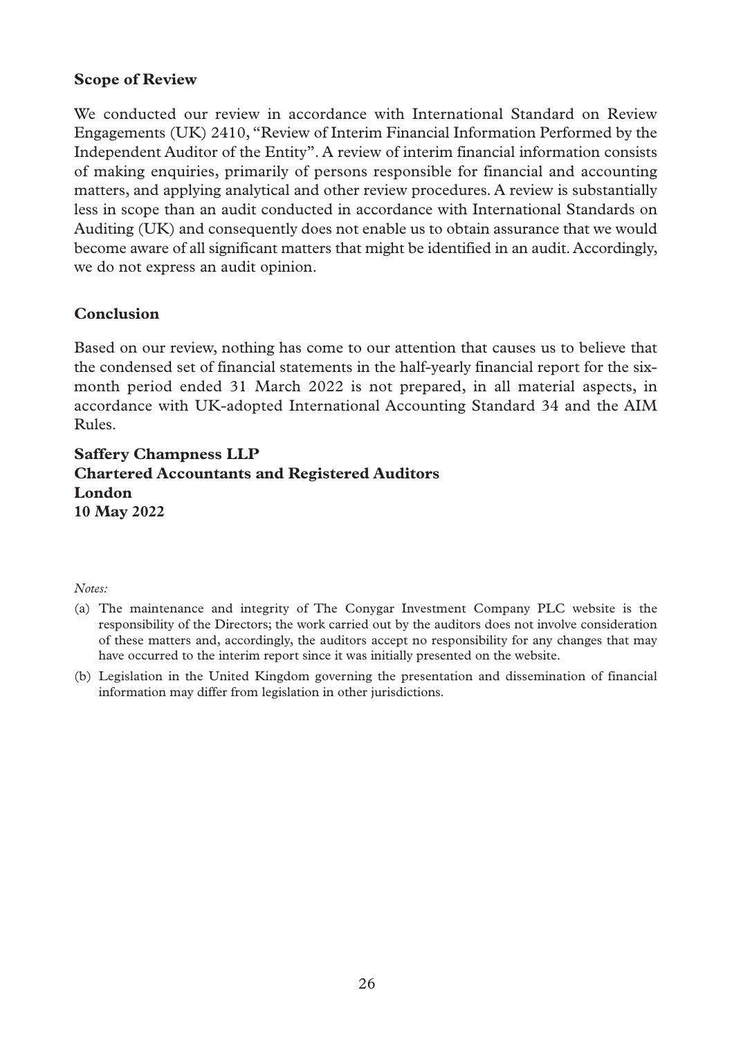## Scope of Review

We conducted our review in accordance with International Standard on Review Engagements (UK) 2410, "Review of Interim Financial Information Performed by the Independent Auditor of the Entity". A review of interim financial information consists of making enquiries, primarily of persons responsible for financial and accounting matters, and applying analytical and other review procedures. A review is substantially less in scope than an audit conducted in accordance with International Standards on Auditing (UK) and consequently does not enable us to obtain assurance that we would become aware of all significant matters that might be identified in an audit. Accordingly, we do not express an audit opinion.

## Conclusion

Based on our review, nothing has come to our attention that causes us to believe that the condensed set of financial statements in the half-yearly financial report for the six-month period ended 31 March 2022 is not prepared, in all material aspects, in accordance with UK-adopted International Accounting Standard 34 and the AIM Rules.

**Saffery Champness LLP**
**Chartered Accountants and Registered Auditors**
**London**
**10 May 2022**

*Notes:*

(a) The maintenance and integrity of The Conygar Investment Company PLC website is the responsibility of the Directors; the work carried out by the auditors does not involve consideration of these matters and, accordingly, the auditors accept no responsibility for any changes that may have occurred to the interim report since it was initially presented on the website.

(b) Legislation in the United Kingdom governing the presentation and dissemination of financial information may differ from legislation in other jurisdictions.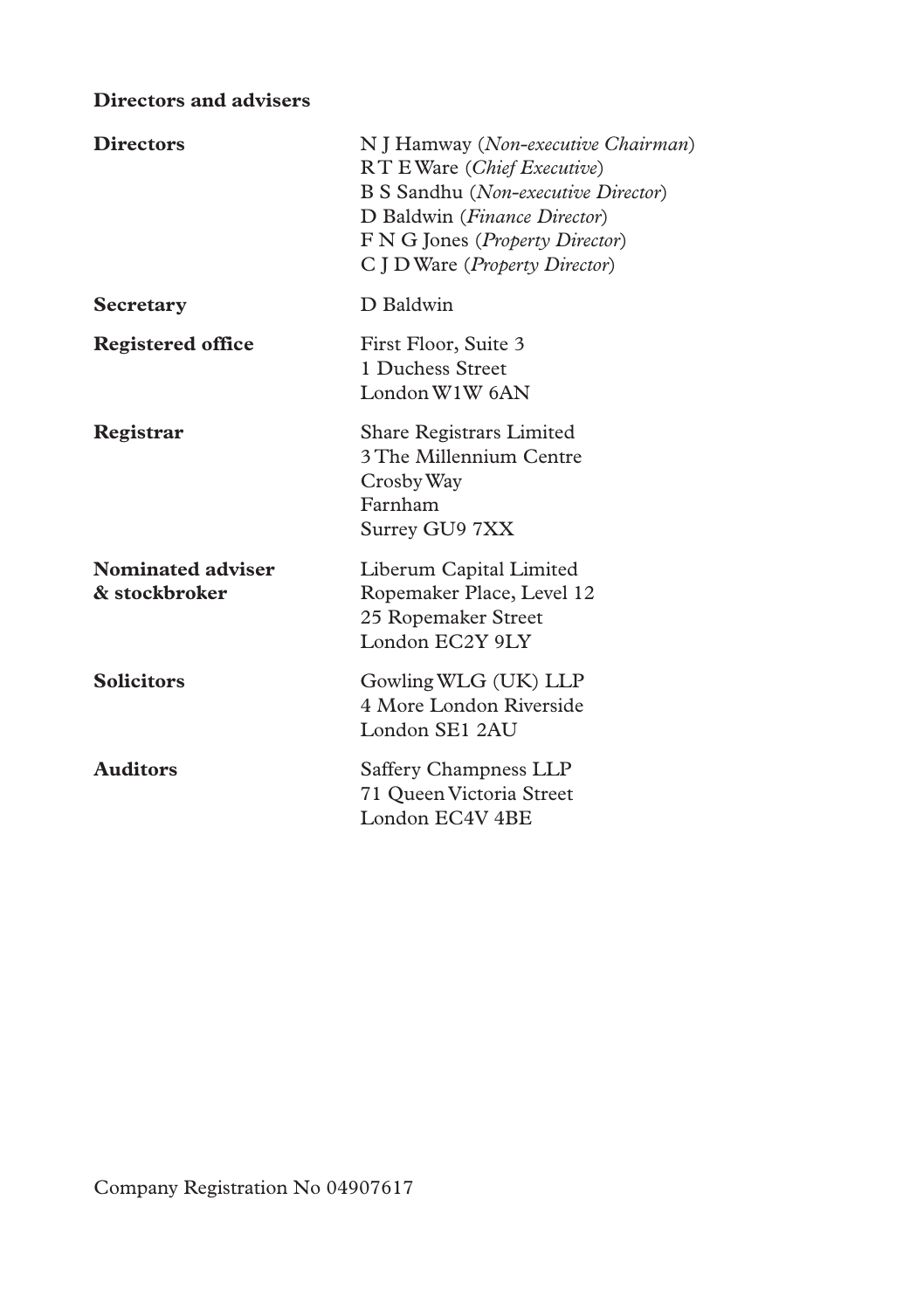## Directors and advisers

| | |
|---|---|
| **Directors** | N J Hamway (*Non-executive Chairman*)<br>R T E Ware (*Chief Executive*)<br>B S Sandhu (*Non-executive Director*)<br>D Baldwin (*Finance Director*)<br>F N G Jones (*Property Director*)<br>C J D Ware (*Property Director*) |
| **Secretary** | D Baldwin |
| **Registered office** | First Floor, Suite 3<br>1 Duchess Street<br>London W1W 6AN |
| **Registrar** | Share Registrars Limited<br>3 The Millennium Centre<br>Crosby Way<br>Farnham<br>Surrey GU9 7XX |
| **Nominated adviser & stockbroker** | Liberum Capital Limited<br>Ropemaker Place, Level 12<br>25 Ropemaker Street<br>London EC2Y 9LY |
| **Solicitors** | Gowling WLG (UK) LLP<br>4 More London Riverside<br>London SE1 2AU |
| **Auditors** | Saffery Champness LLP<br>71 Queen Victoria Street<br>London EC4V 4BE |

Company Registration No 04907617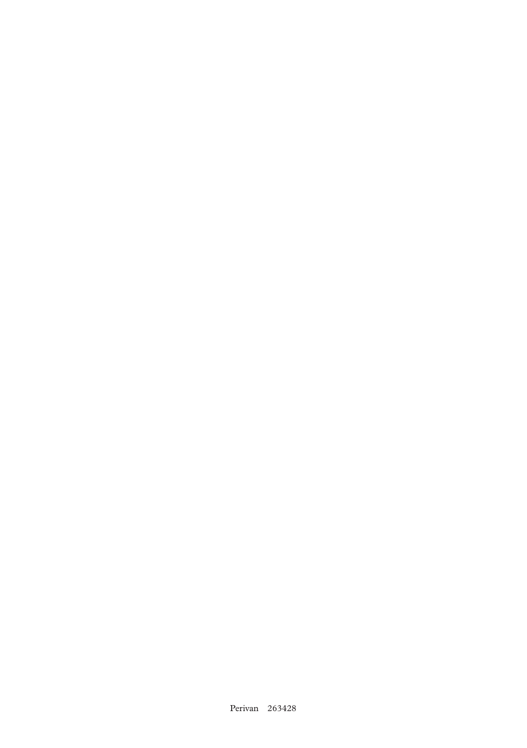Perivan 263428